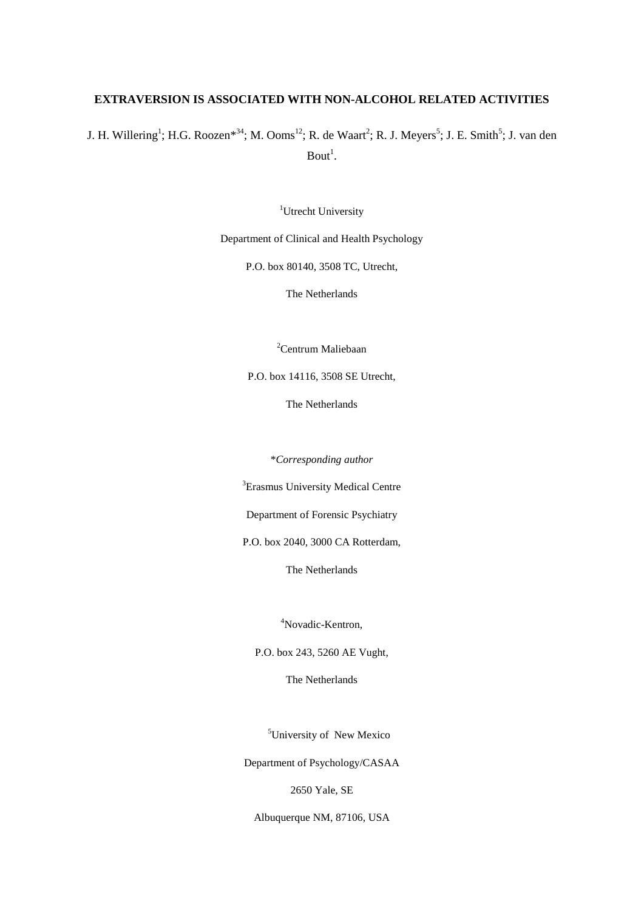**EXTRAVERSION IS ASSOCIATED WITH NON-ALCOHOL RELATED ACTIVITIES**

J. H. Willering[1]; H.G. Roozen*[3,4]; M. Ooms[1,2]; R. de Waart[2]; R. J. Meyers[5]; J. E. Smith[5]; J. van den Bout[1].

[1]Utrecht University

Department of Clinical and Health Psychology

P.O. box 80140, 3508 TC, Utrecht,

The Netherlands

[2]Centrum Maliebaan

P.O. box 14116, 3508 SE Utrecht,

The Netherlands

*\*Corresponding author*

[3]Erasmus University Medical Centre

Department of Forensic Psychiatry

P.O. box 2040, 3000 CA Rotterdam,

The Netherlands

[4]Novadic-Kentron,

P.O. box 243, 5260 AE Vught,

The Netherlands

[5]University of New Mexico

Department of Psychology/CASAA

2650 Yale, SE

Albuquerque NM, 87106, USA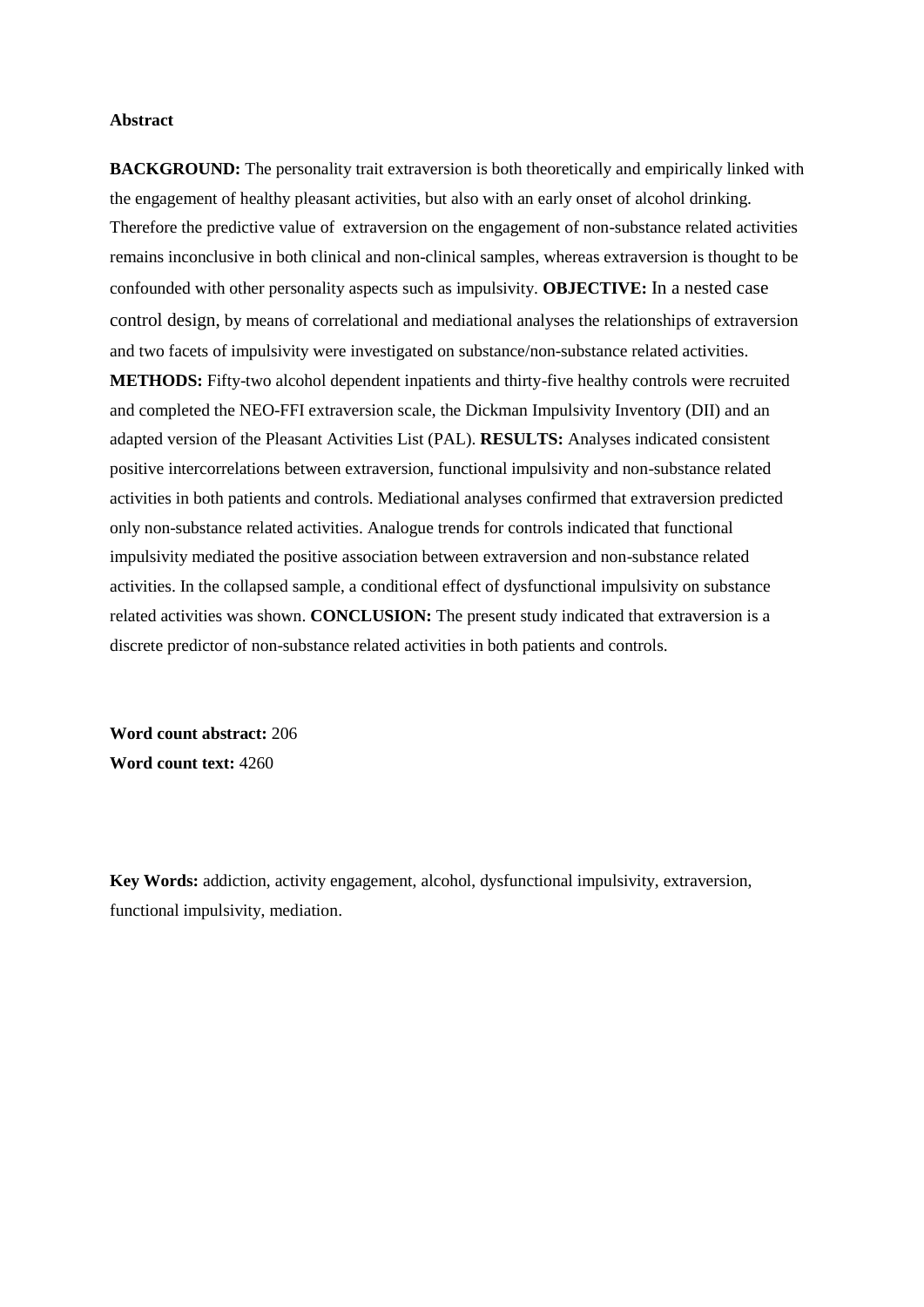**Abstract**

**BACKGROUND:** The personality trait extraversion is both theoretically and empirically linked with the engagement of healthy pleasant activities, but also with an early onset of alcohol drinking. Therefore the predictive value of extraversion on the engagement of non-substance related activities remains inconclusive in both clinical and non-clinical samples, whereas extraversion is thought to be confounded with other personality aspects such as impulsivity. **OBJECTIVE:** In a nested case control design, by means of correlational and mediational analyses the relationships of extraversion and two facets of impulsivity were investigated on substance/non-substance related activities. **METHODS:** Fifty-two alcohol dependent inpatients and thirty-five healthy controls were recruited and completed the NEO-FFI extraversion scale, the Dickman Impulsivity Inventory (DII) and an adapted version of the Pleasant Activities List (PAL). **RESULTS:** Analyses indicated consistent positive intercorrelations between extraversion, functional impulsivity and non-substance related activities in both patients and controls. Mediational analyses confirmed that extraversion predicted only non-substance related activities. Analogue trends for controls indicated that functional impulsivity mediated the positive association between extraversion and non-substance related activities. In the collapsed sample, a conditional effect of dysfunctional impulsivity on substance related activities was shown. **CONCLUSION:** The present study indicated that extraversion is a discrete predictor of non-substance related activities in both patients and controls.

**Word count abstract:** 206
**Word count text:** 4260

**Key Words:** addiction, activity engagement, alcohol, dysfunctional impulsivity, extraversion, functional impulsivity, mediation.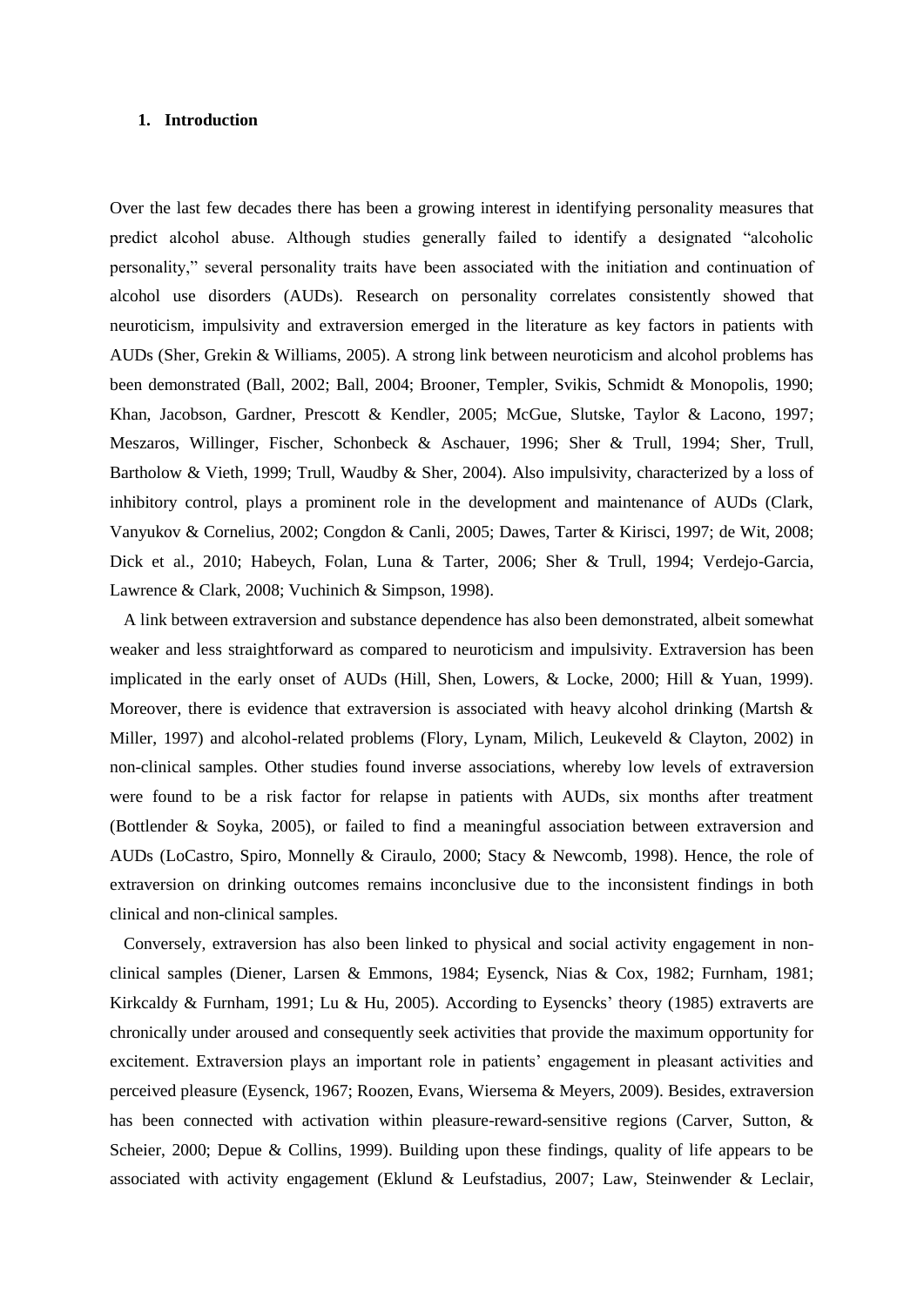## 1. Introduction

Over the last few decades there has been a growing interest in identifying personality measures that predict alcohol abuse. Although studies generally failed to identify a designated "alcoholic personality," several personality traits have been associated with the initiation and continuation of alcohol use disorders (AUDs). Research on personality correlates consistently showed that neuroticism, impulsivity and extraversion emerged in the literature as key factors in patients with AUDs (Sher, Grekin & Williams, 2005). A strong link between neuroticism and alcohol problems has been demonstrated (Ball, 2002; Ball, 2004; Brooner, Templer, Svikis, Schmidt & Monopolis, 1990; Khan, Jacobson, Gardner, Prescott & Kendler, 2005; McGue, Slutske, Taylor & Lacono, 1997; Meszaros, Willinger, Fischer, Schonbeck & Aschauer, 1996; Sher & Trull, 1994; Sher, Trull, Bartholow & Vieth, 1999; Trull, Waudby & Sher, 2004). Also impulsivity, characterized by a loss of inhibitory control, plays a prominent role in the development and maintenance of AUDs (Clark, Vanyukov & Cornelius, 2002; Congdon & Canli, 2005; Dawes, Tarter & Kirisci, 1997; de Wit, 2008; Dick et al., 2010; Habeych, Folan, Luna & Tarter, 2006; Sher & Trull, 1994; Verdejo-Garcia, Lawrence & Clark, 2008; Vuchinich & Simpson, 1998).

A link between extraversion and substance dependence has also been demonstrated, albeit somewhat weaker and less straightforward as compared to neuroticism and impulsivity. Extraversion has been implicated in the early onset of AUDs (Hill, Shen, Lowers, & Locke, 2000; Hill & Yuan, 1999). Moreover, there is evidence that extraversion is associated with heavy alcohol drinking (Martsh & Miller, 1997) and alcohol-related problems (Flory, Lynam, Milich, Leukeveld & Clayton, 2002) in non-clinical samples. Other studies found inverse associations, whereby low levels of extraversion were found to be a risk factor for relapse in patients with AUDs, six months after treatment (Bottlender & Soyka, 2005), or failed to find a meaningful association between extraversion and AUDs (LoCastro, Spiro, Monnelly & Ciraulo, 2000; Stacy & Newcomb, 1998). Hence, the role of extraversion on drinking outcomes remains inconclusive due to the inconsistent findings in both clinical and non-clinical samples.

Conversely, extraversion has also been linked to physical and social activity engagement in non-clinical samples (Diener, Larsen & Emmons, 1984; Eysenck, Nias & Cox, 1982; Furnham, 1981; Kirkcaldy & Furnham, 1991; Lu & Hu, 2005). According to Eysencks' theory (1985) extraverts are chronically under aroused and consequently seek activities that provide the maximum opportunity for excitement. Extraversion plays an important role in patients' engagement in pleasant activities and perceived pleasure (Eysenck, 1967; Roozen, Evans, Wiersema & Meyers, 2009). Besides, extraversion has been connected with activation within pleasure-reward-sensitive regions (Carver, Sutton, & Scheier, 2000; Depue & Collins, 1999). Building upon these findings, quality of life appears to be associated with activity engagement (Eklund & Leufstadius, 2007; Law, Steinwender & Leclair,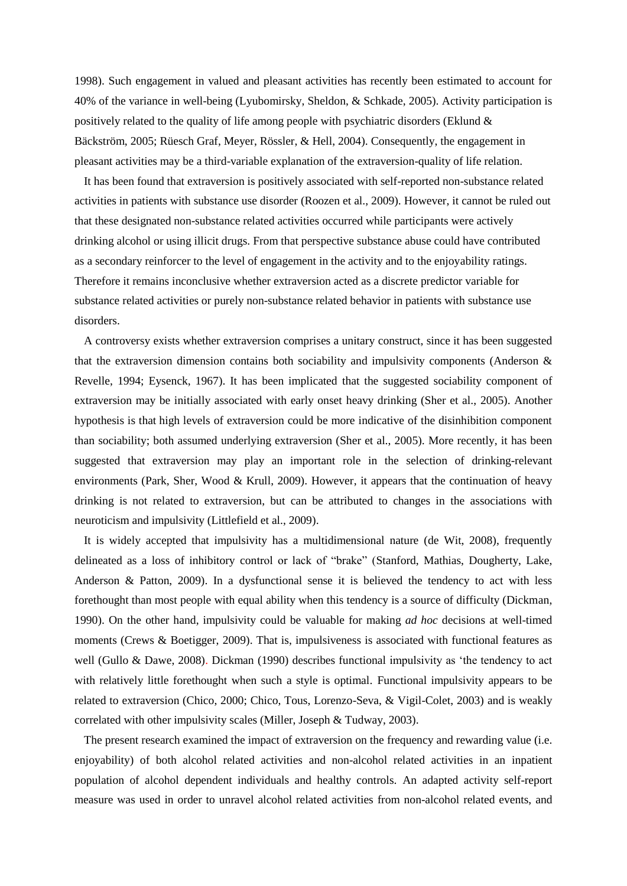1998). Such engagement in valued and pleasant activities has recently been estimated to account for 40% of the variance in well-being (Lyubomirsky, Sheldon, & Schkade, 2005). Activity participation is positively related to the quality of life among people with psychiatric disorders (Eklund & Bäckström, 2005; Rüesch Graf, Meyer, Rössler, & Hell, 2004). Consequently, the engagement in pleasant activities may be a third-variable explanation of the extraversion-quality of life relation.

It has been found that extraversion is positively associated with self-reported non-substance related activities in patients with substance use disorder (Roozen et al., 2009). However, it cannot be ruled out that these designated non-substance related activities occurred while participants were actively drinking alcohol or using illicit drugs. From that perspective substance abuse could have contributed as a secondary reinforcer to the level of engagement in the activity and to the enjoyability ratings. Therefore it remains inconclusive whether extraversion acted as a discrete predictor variable for substance related activities or purely non-substance related behavior in patients with substance use disorders.

A controversy exists whether extraversion comprises a unitary construct, since it has been suggested that the extraversion dimension contains both sociability and impulsivity components (Anderson & Revelle, 1994; Eysenck, 1967). It has been implicated that the suggested sociability component of extraversion may be initially associated with early onset heavy drinking (Sher et al., 2005). Another hypothesis is that high levels of extraversion could be more indicative of the disinhibition component than sociability; both assumed underlying extraversion (Sher et al., 2005). More recently, it has been suggested that extraversion may play an important role in the selection of drinking-relevant environments (Park, Sher, Wood & Krull, 2009). However, it appears that the continuation of heavy drinking is not related to extraversion, but can be attributed to changes in the associations with neuroticism and impulsivity (Littlefield et al., 2009).

It is widely accepted that impulsivity has a multidimensional nature (de Wit, 2008), frequently delineated as a loss of inhibitory control or lack of "brake" (Stanford, Mathias, Dougherty, Lake, Anderson & Patton, 2009). In a dysfunctional sense it is believed the tendency to act with less forethought than most people with equal ability when this tendency is a source of difficulty (Dickman, 1990). On the other hand, impulsivity could be valuable for making *ad hoc* decisions at well-timed moments (Crews & Boetigger, 2009). That is, impulsiveness is associated with functional features as well (Gullo & Dawe, 2008). Dickman (1990) describes functional impulsivity as 'the tendency to act with relatively little forethought when such a style is optimal. Functional impulsivity appears to be related to extraversion (Chico, 2000; Chico, Tous, Lorenzo-Seva, & Vigil-Colet, 2003) and is weakly correlated with other impulsivity scales (Miller, Joseph & Tudway, 2003).

The present research examined the impact of extraversion on the frequency and rewarding value (i.e. enjoyability) of both alcohol related activities and non-alcohol related activities in an inpatient population of alcohol dependent individuals and healthy controls. An adapted activity self-report measure was used in order to unravel alcohol related activities from non-alcohol related events, and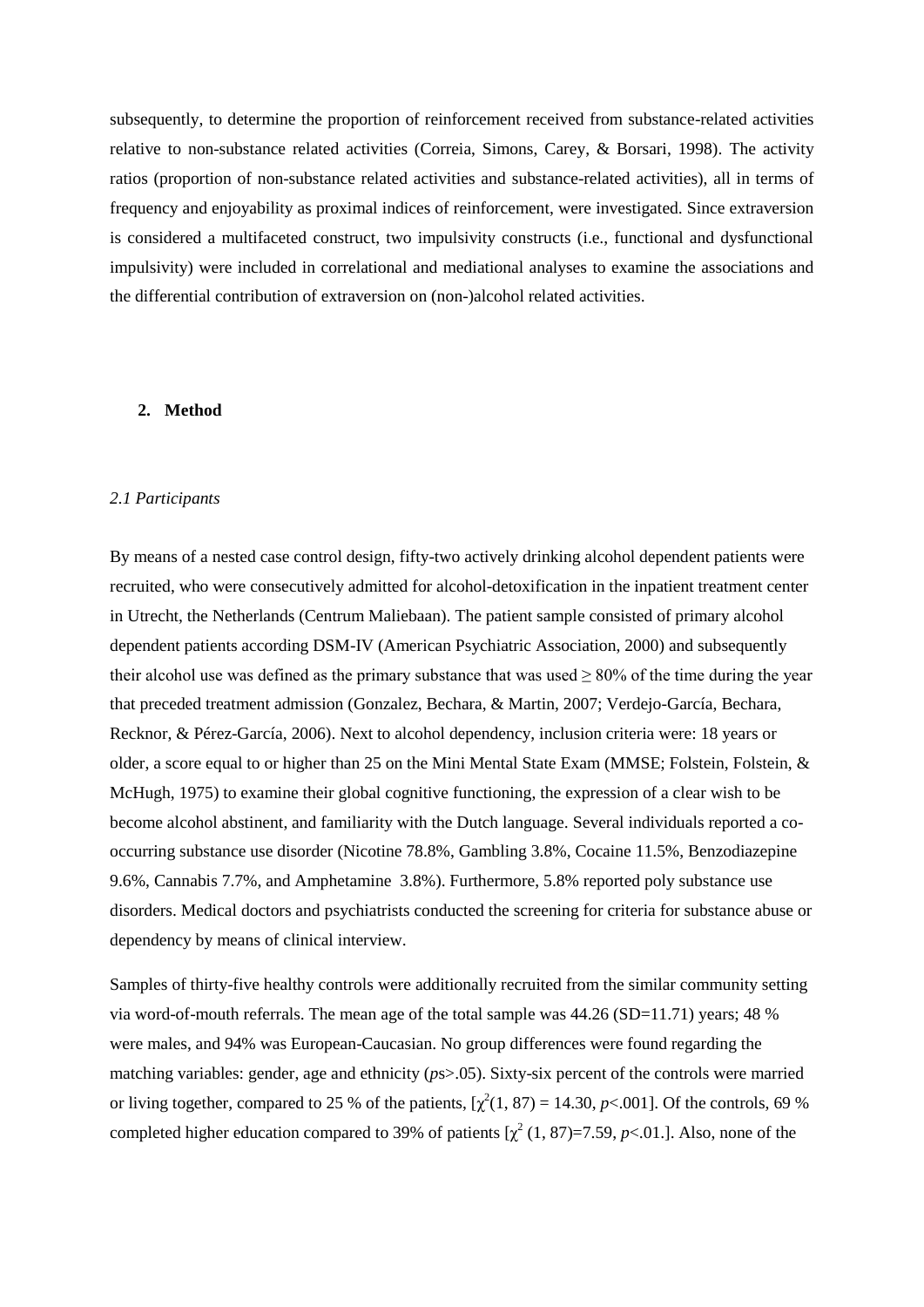subsequently, to determine the proportion of reinforcement received from substance-related activities relative to non-substance related activities (Correia, Simons, Carey, & Borsari, 1998). The activity ratios (proportion of non-substance related activities and substance-related activities), all in terms of frequency and enjoyability as proximal indices of reinforcement, were investigated. Since extraversion is considered a multifaceted construct, two impulsivity constructs (i.e., functional and dysfunctional impulsivity) were included in correlational and mediational analyses to examine the associations and the differential contribution of extraversion on (non-)alcohol related activities.

## 2. Method

### *2.1 Participants*

By means of a nested case control design, fifty-two actively drinking alcohol dependent patients were recruited, who were consecutively admitted for alcohol-detoxification in the inpatient treatment center in Utrecht, the Netherlands (Centrum Maliebaan). The patient sample consisted of primary alcohol dependent patients according DSM-IV (American Psychiatric Association, 2000) and subsequently their alcohol use was defined as the primary substance that was used ≥ 80% of the time during the year that preceded treatment admission (Gonzalez, Bechara, & Martin, 2007; Verdejo-García, Bechara, Recknor, & Pérez-García, 2006). Next to alcohol dependency, inclusion criteria were: 18 years or older, a score equal to or higher than 25 on the Mini Mental State Exam (MMSE; Folstein, Folstein, & McHugh, 1975) to examine their global cognitive functioning, the expression of a clear wish to be become alcohol abstinent, and familiarity with the Dutch language. Several individuals reported a co-occurring substance use disorder (Nicotine 78.8%, Gambling 3.8%, Cocaine 11.5%, Benzodiazepine 9.6%, Cannabis 7.7%, and Amphetamine 3.8%). Furthermore, 5.8% reported poly substance use disorders. Medical doctors and psychiatrists conducted the screening for criteria for substance abuse or dependency by means of clinical interview.

Samples of thirty-five healthy controls were additionally recruited from the similar community setting via word-of-mouth referrals. The mean age of the total sample was 44.26 (SD=11.71) years; 48 % were males, and 94% was European-Caucasian. No group differences were found regarding the matching variables: gender, age and ethnicity (*p*s>.05). Sixty-six percent of the controls were married or living together, compared to 25 % of the patients, [$\chi^2(1, 87) = 14.30$, $p<.001$]. Of the controls, 69 % completed higher education compared to 39% of patients [$\chi^2$ (1, 87)=7.59, $p<.01$.]. Also, none of the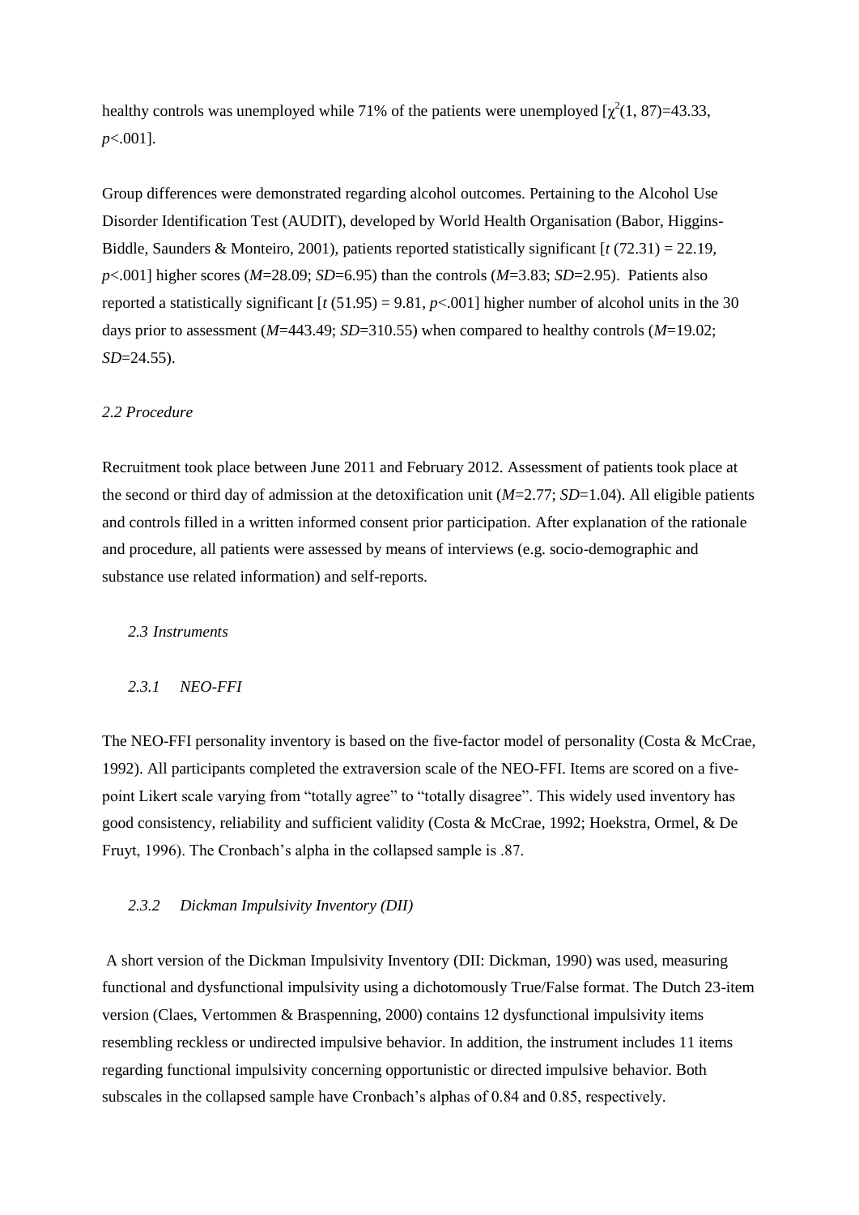healthy controls was unemployed while 71% of the patients were unemployed [$\chi^2(1, 87)=43.33$, $p<.001$].

Group differences were demonstrated regarding alcohol outcomes. Pertaining to the Alcohol Use Disorder Identification Test (AUDIT), developed by World Health Organisation (Babor, Higgins-Biddle, Saunders & Monteiro, 2001), patients reported statistically significant [$t\ (72.31) = 22.19$, $p<.001$] higher scores ($M$=28.09; $SD$=6.95) than the controls ($M$=3.83; $SD$=2.95). Patients also reported a statistically significant [$t\ (51.95) = 9.81$, $p<.001$] higher number of alcohol units in the 30 days prior to assessment ($M$=443.49; $SD$=310.55) when compared to healthy controls ($M$=19.02; $SD$=24.55).

### *2.2 Procedure*

Recruitment took place between June 2011 and February 2012. Assessment of patients took place at the second or third day of admission at the detoxification unit ($M$=2.77; $SD$=1.04). All eligible patients and controls filled in a written informed consent prior participation. After explanation of the rationale and procedure, all patients were assessed by means of interviews (e.g. socio-demographic and substance use related information) and self-reports.

### *2.3 Instruments*

#### *2.3.1 NEO-FFI*

The NEO-FFI personality inventory is based on the five-factor model of personality (Costa & McCrae, 1992). All participants completed the extraversion scale of the NEO-FFI. Items are scored on a five-point Likert scale varying from "totally agree" to "totally disagree". This widely used inventory has good consistency, reliability and sufficient validity (Costa & McCrae, 1992; Hoekstra, Ormel, & De Fruyt, 1996). The Cronbach's alpha in the collapsed sample is .87.

#### *2.3.2 Dickman Impulsivity Inventory (DII)*

A short version of the Dickman Impulsivity Inventory (DII: Dickman, 1990) was used, measuring functional and dysfunctional impulsivity using a dichotomously True/False format. The Dutch 23-item version (Claes, Vertommen & Braspenning, 2000) contains 12 dysfunctional impulsivity items resembling reckless or undirected impulsive behavior. In addition, the instrument includes 11 items regarding functional impulsivity concerning opportunistic or directed impulsive behavior. Both subscales in the collapsed sample have Cronbach's alphas of 0.84 and 0.85, respectively.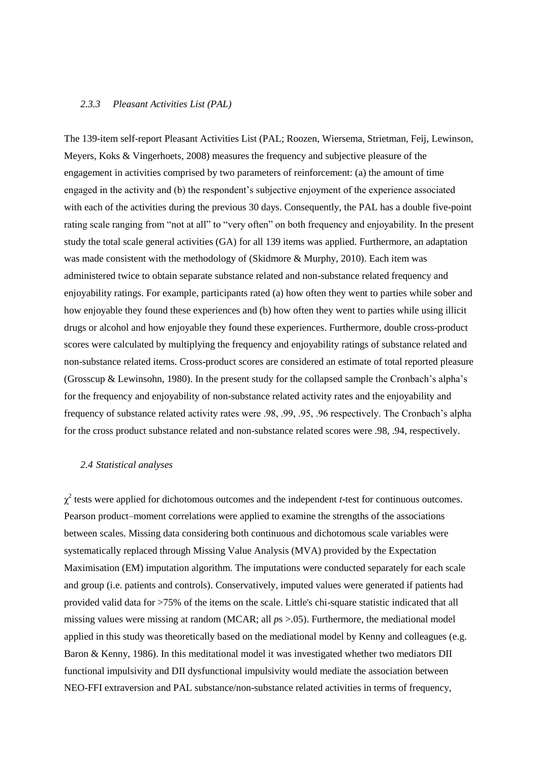### *2.3.3 Pleasant Activities List (PAL)*

The 139-item self-report Pleasant Activities List (PAL; Roozen, Wiersema, Strietman, Feij, Lewinson, Meyers, Koks & Vingerhoets, 2008) measures the frequency and subjective pleasure of the engagement in activities comprised by two parameters of reinforcement: (a) the amount of time engaged in the activity and (b) the respondent's subjective enjoyment of the experience associated with each of the activities during the previous 30 days. Consequently, the PAL has a double five-point rating scale ranging from "not at all" to "very often" on both frequency and enjoyability. In the present study the total scale general activities (GA) for all 139 items was applied. Furthermore, an adaptation was made consistent with the methodology of (Skidmore & Murphy, 2010). Each item was administered twice to obtain separate substance related and non-substance related frequency and enjoyability ratings. For example, participants rated (a) how often they went to parties while sober and how enjoyable they found these experiences and (b) how often they went to parties while using illicit drugs or alcohol and how enjoyable they found these experiences. Furthermore, double cross-product scores were calculated by multiplying the frequency and enjoyability ratings of substance related and non-substance related items. Cross-product scores are considered an estimate of total reported pleasure (Grosscup & Lewinsohn, 1980). In the present study for the collapsed sample the Cronbach's alpha's for the frequency and enjoyability of non-substance related activity rates and the enjoyability and frequency of substance related activity rates were .98, .99, .95, .96 respectively. The Cronbach's alpha for the cross product substance related and non-substance related scores were .98, .94, respectively.

### *2.4 Statistical analyses*

$\chi^2$ tests were applied for dichotomous outcomes and the independent *t*-test for continuous outcomes. Pearson product–moment correlations were applied to examine the strengths of the associations between scales. Missing data considering both continuous and dichotomous scale variables were systematically replaced through Missing Value Analysis (MVA) provided by the Expectation Maximisation (EM) imputation algorithm. The imputations were conducted separately for each scale and group (i.e. patients and controls). Conservatively, imputed values were generated if patients had provided valid data for >75% of the items on the scale. Little's chi-square statistic indicated that all missing values were missing at random (MCAR; all *p*s >.05). Furthermore, the mediational model applied in this study was theoretically based on the mediational model by Kenny and colleagues (e.g. Baron & Kenny, 1986). In this meditational model it was investigated whether two mediators DII functional impulsivity and DII dysfunctional impulsivity would mediate the association between NEO-FFI extraversion and PAL substance/non-substance related activities in terms of frequency,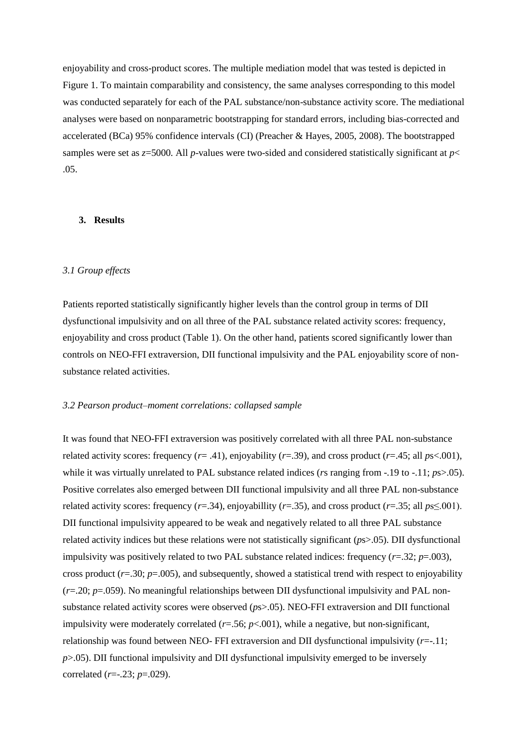enjoyability and cross-product scores. The multiple mediation model that was tested is depicted in Figure 1. To maintain comparability and consistency, the same analyses corresponding to this model was conducted separately for each of the PAL substance/non-substance activity score. The mediational analyses were based on nonparametric bootstrapping for standard errors, including bias-corrected and accelerated (BCa) 95% confidence intervals (CI) (Preacher & Hayes, 2005, 2008). The bootstrapped samples were set as $z$=5000. All $p$-values were two-sided and considered statistically significant at $p$< .05.

## 3. Results

### *3.1 Group effects*

Patients reported statistically significantly higher levels than the control group in terms of DII dysfunctional impulsivity and on all three of the PAL substance related activity scores: frequency, enjoyability and cross product (Table 1). On the other hand, patients scored significantly lower than controls on NEO-FFI extraversion, DII functional impulsivity and the PAL enjoyability score of non-substance related activities.

### *3.2 Pearson product–moment correlations: collapsed sample*

It was found that NEO-FFI extraversion was positively correlated with all three PAL non-substance related activity scores: frequency ($r$= .41), enjoyability ($r$=.39), and cross product ($r$=.45; all $p$s<.001), while it was virtually unrelated to PAL substance related indices ($r$s ranging from -.19 to -.11; $p$s>.05). Positive correlates also emerged between DII functional impulsivity and all three PAL non-substance related activity scores: frequency ($r$=.34), enjoyabillity ($r$=.35), and cross product ($r$=.35; all $p$s≤.001). DII functional impulsivity appeared to be weak and negatively related to all three PAL substance related activity indices but these relations were not statistically significant ($p$s>.05). DII dysfunctional impulsivity was positively related to two PAL substance related indices: frequency ($r$=.32; $p$=.003), cross product ($r$=.30; $p$=.005), and subsequently, showed a statistical trend with respect to enjoyability ($r$=.20; $p$=.059). No meaningful relationships between DII dysfunctional impulsivity and PAL non-substance related activity scores were observed ($p$s>.05). NEO-FFI extraversion and DII functional impulsivity were moderately correlated ($r$=.56; $p$<.001), while a negative, but non-significant, relationship was found between NEO- FFI extraversion and DII dysfunctional impulsivity ($r$=-.11; $p$>.05). DII functional impulsivity and DII dysfunctional impulsivity emerged to be inversely correlated ($r$=-.23; $p$=.029).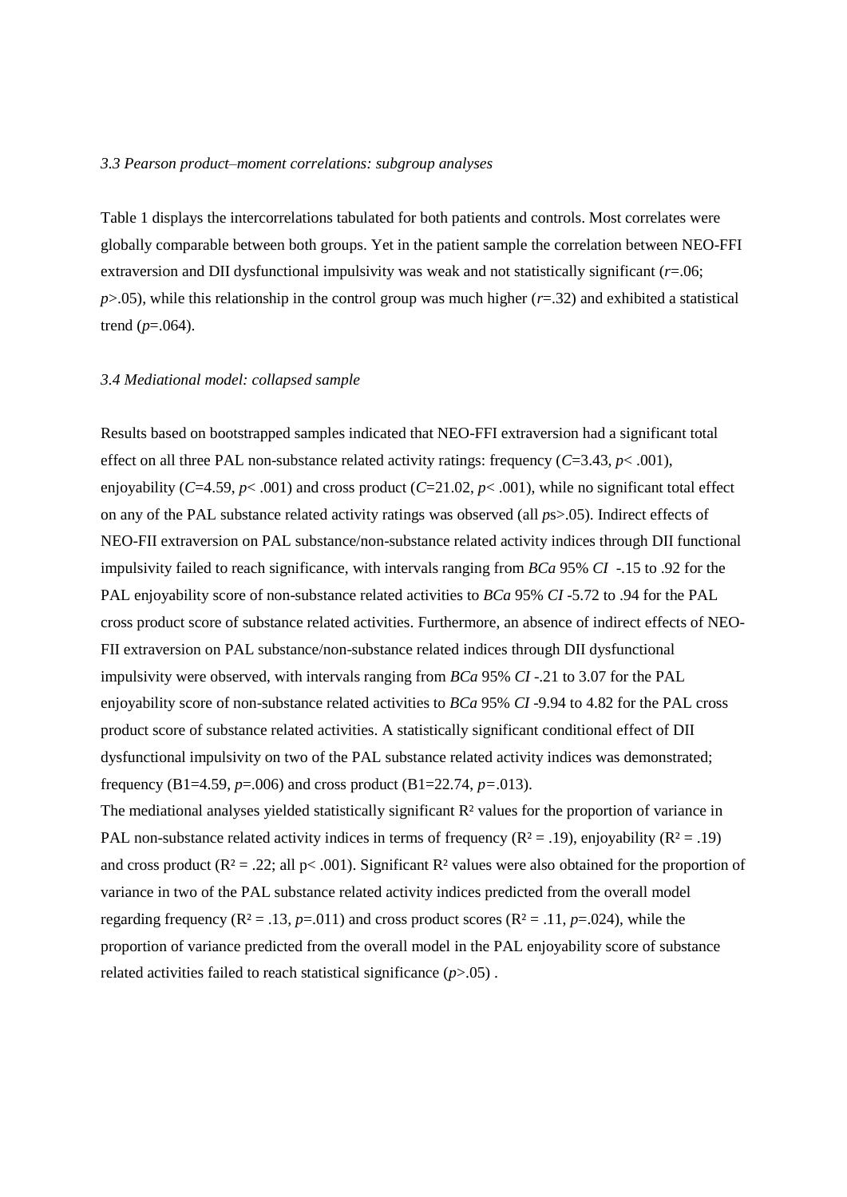*3.3 Pearson product–moment correlations: subgroup analyses*

Table 1 displays the intercorrelations tabulated for both patients and controls. Most correlates were globally comparable between both groups. Yet in the patient sample the correlation between NEO-FFI extraversion and DII dysfunctional impulsivity was weak and not statistically significant ($r$=.06; $p$>.05), while this relationship in the control group was much higher ($r$=.32) and exhibited a statistical trend ($p$=.064).

*3.4 Mediational model: collapsed sample*

Results based on bootstrapped samples indicated that NEO-FFI extraversion had a significant total effect on all three PAL non-substance related activity ratings: frequency ($C$=3.43, $p$< .001), enjoyability ($C$=4.59, $p$< .001) and cross product ($C$=21.02, $p$< .001), while no significant total effect on any of the PAL substance related activity ratings was observed (all $p$s>.05). Indirect effects of NEO-FII extraversion on PAL substance/non-substance related activity indices through DII functional impulsivity failed to reach significance, with intervals ranging from *BCa* 95% *CI* -.15 to .92 for the PAL enjoyability score of non-substance related activities to *BCa* 95% *CI* -5.72 to .94 for the PAL cross product score of substance related activities. Furthermore, an absence of indirect effects of NEO-FII extraversion on PAL substance/non-substance related indices through DII dysfunctional impulsivity were observed, with intervals ranging from *BCa* 95% *CI* -.21 to 3.07 for the PAL enjoyability score of non-substance related activities to *BCa* 95% *CI* -9.94 to 4.82 for the PAL cross product score of substance related activities. A statistically significant conditional effect of DII dysfunctional impulsivity on two of the PAL substance related activity indices was demonstrated; frequency (B1=4.59, $p$=.006) and cross product (B1=22.74, $p$=.013).

The mediational analyses yielded statistically significant $R^2$ values for the proportion of variance in PAL non-substance related activity indices in terms of frequency ($R^2$ = .19), enjoyability ($R^2$ = .19) and cross product ($R^2$ = .22; all p< .001). Significant $R^2$ values were also obtained for the proportion of variance in two of the PAL substance related activity indices predicted from the overall model regarding frequency ($R^2$ = .13, $p$=.011) and cross product scores ($R^2$ = .11, $p$=.024), while the proportion of variance predicted from the overall model in the PAL enjoyability score of substance related activities failed to reach statistical significance ($p$>.05) .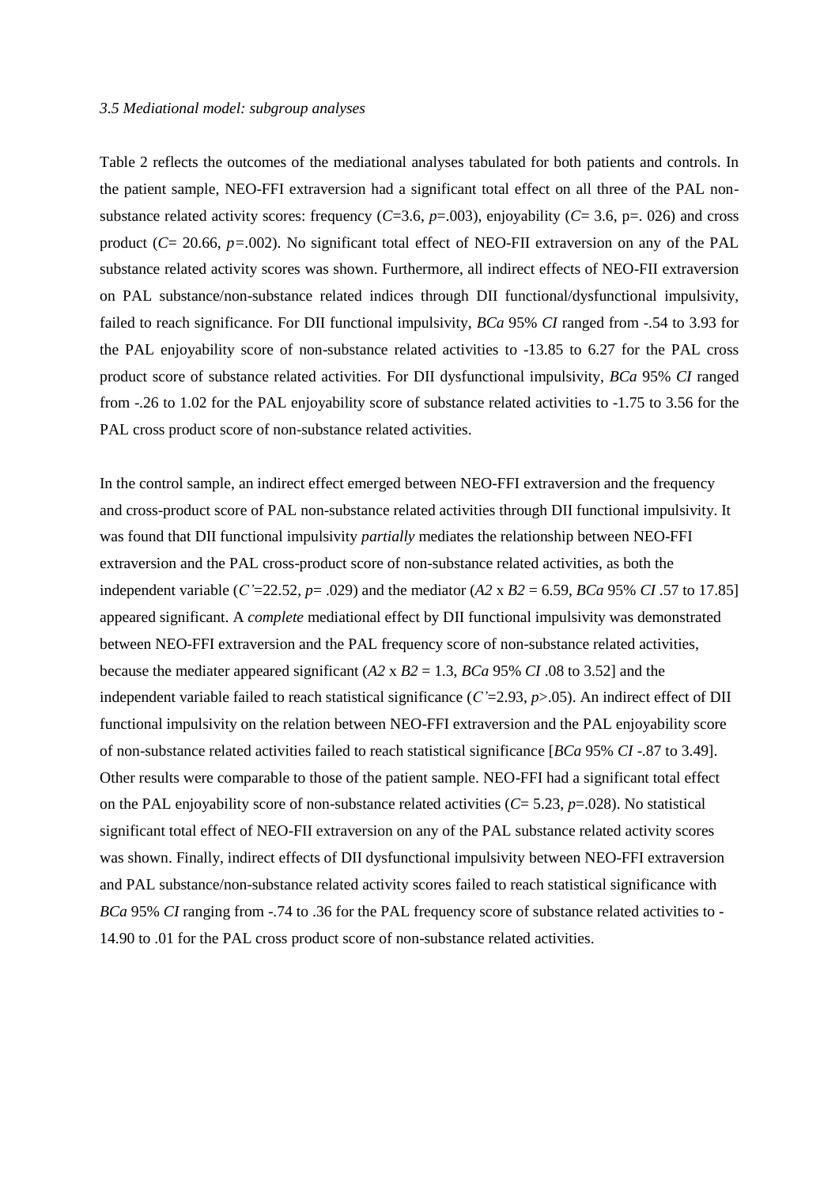*3.5 Mediational model: subgroup analyses*

Table 2 reflects the outcomes of the mediational analyses tabulated for both patients and controls. In the patient sample, NEO-FFI extraversion had a significant total effect on all three of the PAL non-substance related activity scores: frequency ($C$=3.6, $p$=.003), enjoyability ($C$= 3.6, p=. 026) and cross product ($C$= 20.66, $p$=.002). No significant total effect of NEO-FII extraversion on any of the PAL substance related activity scores was shown. Furthermore, all indirect effects of NEO-FII extraversion on PAL substance/non-substance related indices through DII functional/dysfunctional impulsivity, failed to reach significance. For DII functional impulsivity, *BCa* 95% *CI* ranged from -.54 to 3.93 for the PAL enjoyability score of non-substance related activities to -13.85 to 6.27 for the PAL cross product score of substance related activities. For DII dysfunctional impulsivity, *BCa* 95% *CI* ranged from -.26 to 1.02 for the PAL enjoyability score of substance related activities to -1.75 to 3.56 for the PAL cross product score of non-substance related activities.

In the control sample, an indirect effect emerged between NEO-FFI extraversion and the frequency and cross-product score of PAL non-substance related activities through DII functional impulsivity. It was found that DII functional impulsivity *partially* mediates the relationship between NEO-FFI extraversion and the PAL cross-product score of non-substance related activities, as both the independent variable ($C'$=22.52, $p$= .029) and the mediator ($A2$ x $B2$ = 6.59, *BCa* 95% *CI* .57 to 17.85] appeared significant. A *complete* mediational effect by DII functional impulsivity was demonstrated between NEO-FFI extraversion and the PAL frequency score of non-substance related activities, because the mediater appeared significant ($A2$ x $B2$ = 1.3, *BCa* 95% *CI* .08 to 3.52] and the independent variable failed to reach statistical significance ($C'$=2.93, $p$>.05). An indirect effect of DII functional impulsivity on the relation between NEO-FFI extraversion and the PAL enjoyability score of non-substance related activities failed to reach statistical significance [*BCa* 95% *CI* -.87 to 3.49]. Other results were comparable to those of the patient sample. NEO-FFI had a significant total effect on the PAL enjoyability score of non-substance related activities ($C$= 5.23, $p$=.028). No statistical significant total effect of NEO-FII extraversion on any of the PAL substance related activity scores was shown. Finally, indirect effects of DII dysfunctional impulsivity between NEO-FFI extraversion and PAL substance/non-substance related activity scores failed to reach statistical significance with *BCa* 95% *CI* ranging from -.74 to .36 for the PAL frequency score of substance related activities to -14.90 to .01 for the PAL cross product score of non-substance related activities.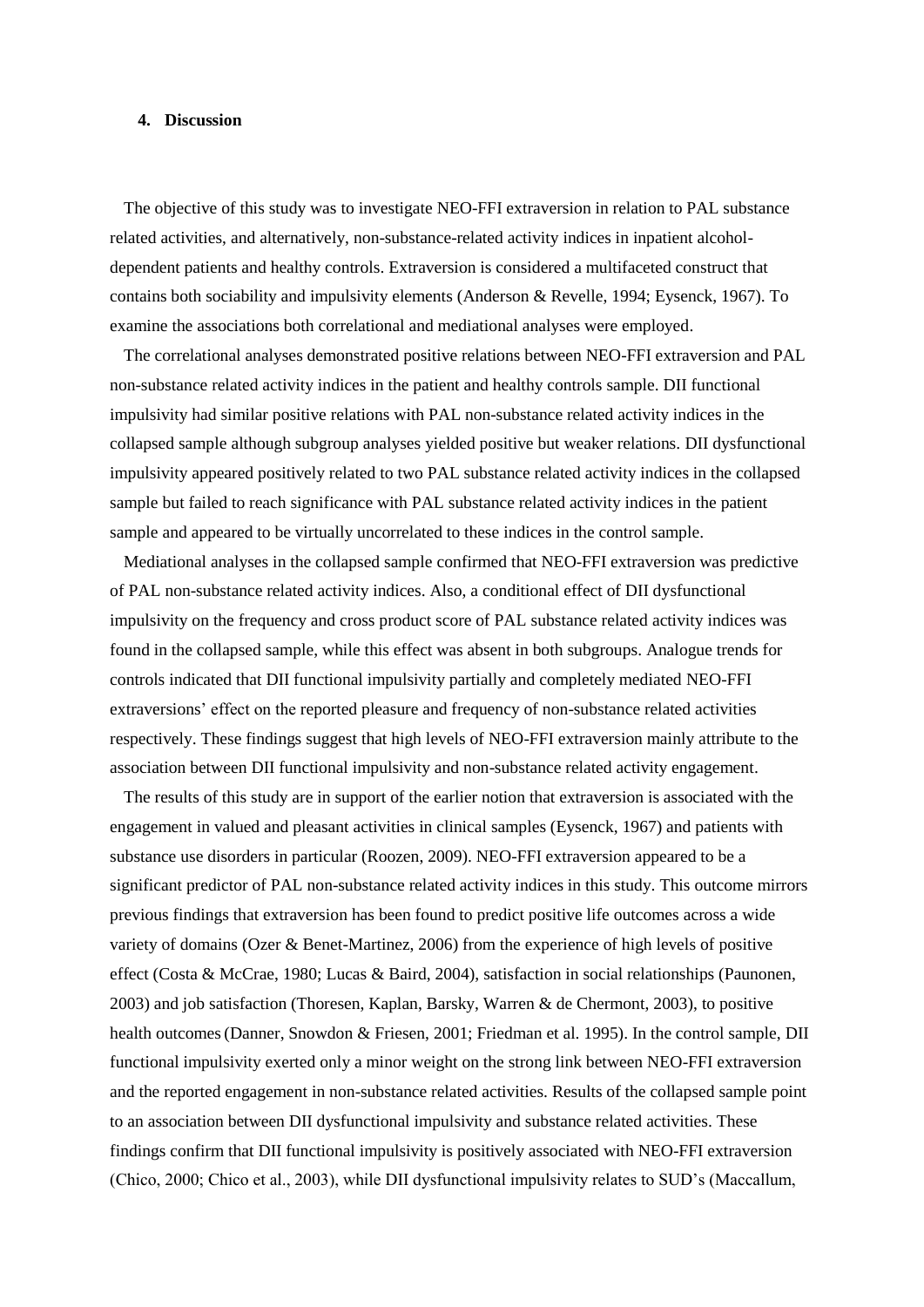## 4. Discussion

The objective of this study was to investigate NEO-FFI extraversion in relation to PAL substance related activities, and alternatively, non-substance-related activity indices in inpatient alcohol-dependent patients and healthy controls. Extraversion is considered a multifaceted construct that contains both sociability and impulsivity elements (Anderson & Revelle, 1994; Eysenck, 1967). To examine the associations both correlational and mediational analyses were employed.

The correlational analyses demonstrated positive relations between NEO-FFI extraversion and PAL non-substance related activity indices in the patient and healthy controls sample. DII functional impulsivity had similar positive relations with PAL non-substance related activity indices in the collapsed sample although subgroup analyses yielded positive but weaker relations. DII dysfunctional impulsivity appeared positively related to two PAL substance related activity indices in the collapsed sample but failed to reach significance with PAL substance related activity indices in the patient sample and appeared to be virtually uncorrelated to these indices in the control sample.

Mediational analyses in the collapsed sample confirmed that NEO-FFI extraversion was predictive of PAL non-substance related activity indices. Also, a conditional effect of DII dysfunctional impulsivity on the frequency and cross product score of PAL substance related activity indices was found in the collapsed sample, while this effect was absent in both subgroups. Analogue trends for controls indicated that DII functional impulsivity partially and completely mediated NEO-FFI extraversions' effect on the reported pleasure and frequency of non-substance related activities respectively. These findings suggest that high levels of NEO-FFI extraversion mainly attribute to the association between DII functional impulsivity and non-substance related activity engagement.

The results of this study are in support of the earlier notion that extraversion is associated with the engagement in valued and pleasant activities in clinical samples (Eysenck, 1967) and patients with substance use disorders in particular (Roozen, 2009). NEO-FFI extraversion appeared to be a significant predictor of PAL non-substance related activity indices in this study. This outcome mirrors previous findings that extraversion has been found to predict positive life outcomes across a wide variety of domains (Ozer & Benet-Martinez, 2006) from the experience of high levels of positive effect (Costa & McCrae, 1980; Lucas & Baird, 2004), satisfaction in social relationships (Paunonen, 2003) and job satisfaction (Thoresen, Kaplan, Barsky, Warren & de Chermont, 2003), to positive health outcomes (Danner, Snowdon & Friesen, 2001; Friedman et al. 1995). In the control sample, DII functional impulsivity exerted only a minor weight on the strong link between NEO-FFI extraversion and the reported engagement in non-substance related activities. Results of the collapsed sample point to an association between DII dysfunctional impulsivity and substance related activities. These findings confirm that DII functional impulsivity is positively associated with NEO-FFI extraversion (Chico, 2000; Chico et al., 2003), while DII dysfunctional impulsivity relates to SUD's (Maccallum,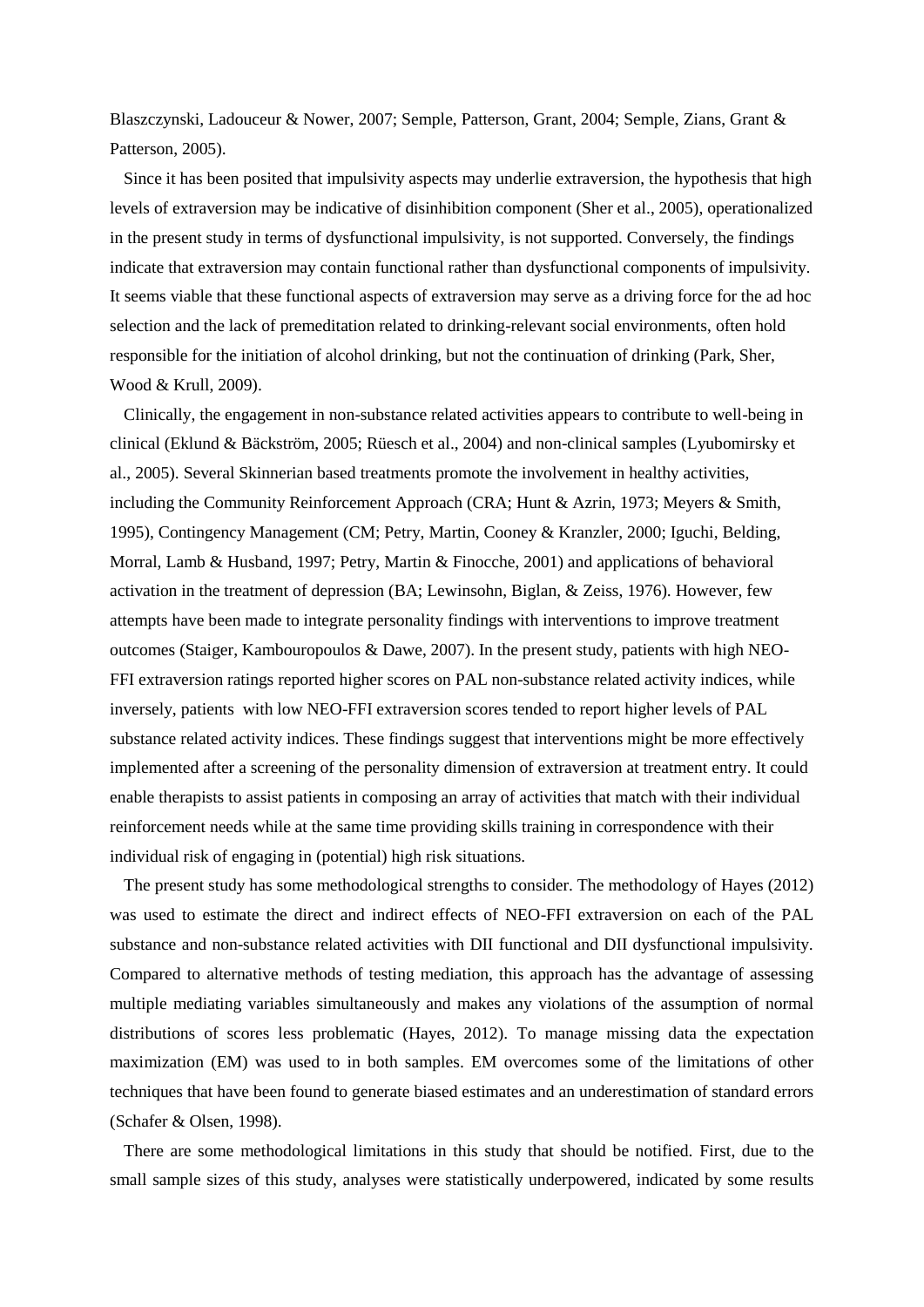Blaszczynski, Ladouceur & Nower, 2007; Semple, Patterson, Grant, 2004; Semple, Zians, Grant & Patterson, 2005).

Since it has been posited that impulsivity aspects may underlie extraversion, the hypothesis that high levels of extraversion may be indicative of disinhibition component (Sher et al., 2005), operationalized in the present study in terms of dysfunctional impulsivity, is not supported. Conversely, the findings indicate that extraversion may contain functional rather than dysfunctional components of impulsivity. It seems viable that these functional aspects of extraversion may serve as a driving force for the ad hoc selection and the lack of premeditation related to drinking-relevant social environments, often hold responsible for the initiation of alcohol drinking, but not the continuation of drinking (Park, Sher, Wood & Krull, 2009).

Clinically, the engagement in non-substance related activities appears to contribute to well-being in clinical (Eklund & Bäckström, 2005; Rüesch et al., 2004) and non-clinical samples (Lyubomirsky et al., 2005). Several Skinnerian based treatments promote the involvement in healthy activities, including the Community Reinforcement Approach (CRA; Hunt & Azrin, 1973; Meyers & Smith, 1995), Contingency Management (CM; Petry, Martin, Cooney & Kranzler, 2000; Iguchi, Belding, Morral, Lamb & Husband, 1997; Petry, Martin & Finocche, 2001) and applications of behavioral activation in the treatment of depression (BA; Lewinsohn, Biglan, & Zeiss, 1976). However, few attempts have been made to integrate personality findings with interventions to improve treatment outcomes (Staiger, Kambouropoulos & Dawe, 2007). In the present study, patients with high NEO-FFI extraversion ratings reported higher scores on PAL non-substance related activity indices, while inversely, patients with low NEO-FFI extraversion scores tended to report higher levels of PAL substance related activity indices. These findings suggest that interventions might be more effectively implemented after a screening of the personality dimension of extraversion at treatment entry. It could enable therapists to assist patients in composing an array of activities that match with their individual reinforcement needs while at the same time providing skills training in correspondence with their individual risk of engaging in (potential) high risk situations.

The present study has some methodological strengths to consider. The methodology of Hayes (2012) was used to estimate the direct and indirect effects of NEO-FFI extraversion on each of the PAL substance and non-substance related activities with DII functional and DII dysfunctional impulsivity. Compared to alternative methods of testing mediation, this approach has the advantage of assessing multiple mediating variables simultaneously and makes any violations of the assumption of normal distributions of scores less problematic (Hayes, 2012). To manage missing data the expectation maximization (EM) was used to in both samples. EM overcomes some of the limitations of other techniques that have been found to generate biased estimates and an underestimation of standard errors (Schafer & Olsen, 1998).

There are some methodological limitations in this study that should be notified. First, due to the small sample sizes of this study, analyses were statistically underpowered, indicated by some results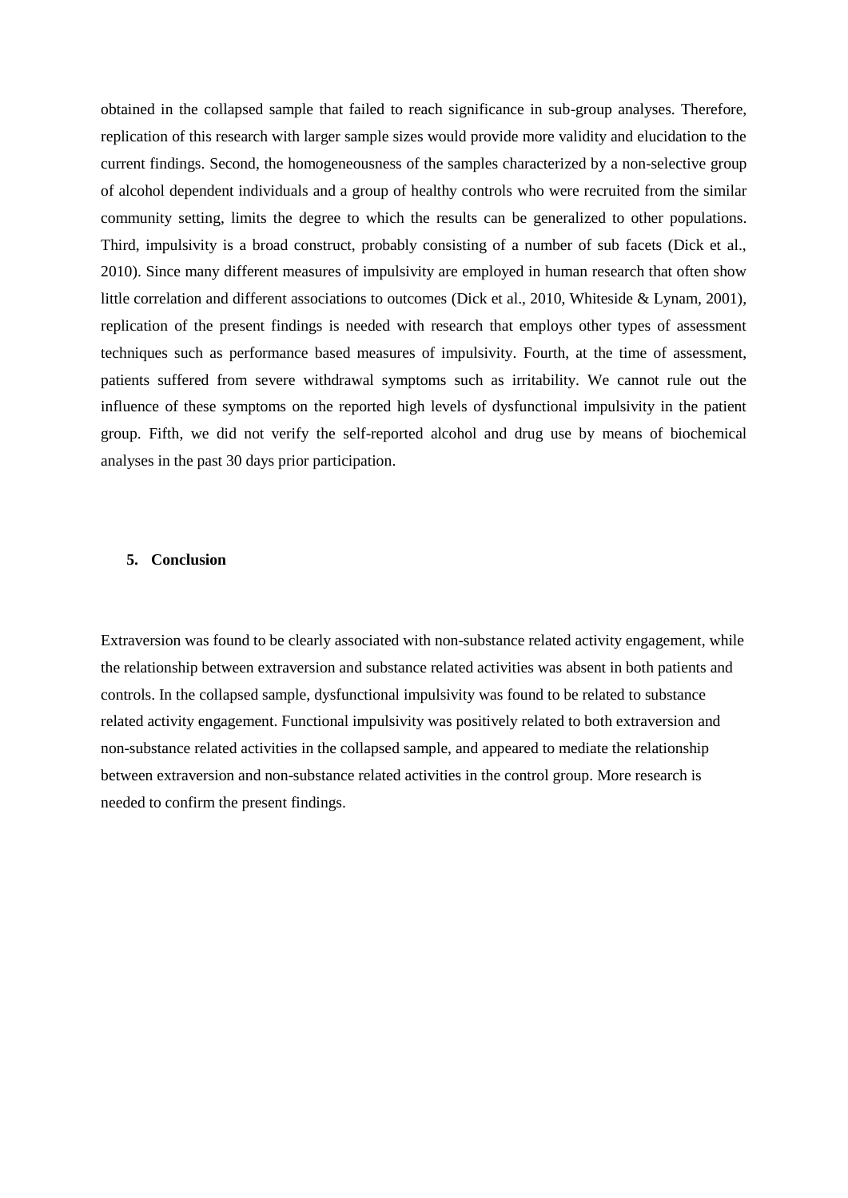obtained in the collapsed sample that failed to reach significance in sub-group analyses. Therefore, replication of this research with larger sample sizes would provide more validity and elucidation to the current findings. Second, the homogeneousness of the samples characterized by a non-selective group of alcohol dependent individuals and a group of healthy controls who were recruited from the similar community setting, limits the degree to which the results can be generalized to other populations. Third, impulsivity is a broad construct, probably consisting of a number of sub facets (Dick et al., 2010). Since many different measures of impulsivity are employed in human research that often show little correlation and different associations to outcomes (Dick et al., 2010, Whiteside & Lynam, 2001), replication of the present findings is needed with research that employs other types of assessment techniques such as performance based measures of impulsivity. Fourth, at the time of assessment, patients suffered from severe withdrawal symptoms such as irritability. We cannot rule out the influence of these symptoms on the reported high levels of dysfunctional impulsivity in the patient group. Fifth, we did not verify the self-reported alcohol and drug use by means of biochemical analyses in the past 30 days prior participation.

## 5. Conclusion

Extraversion was found to be clearly associated with non-substance related activity engagement, while the relationship between extraversion and substance related activities was absent in both patients and controls. In the collapsed sample, dysfunctional impulsivity was found to be related to substance related activity engagement. Functional impulsivity was positively related to both extraversion and non-substance related activities in the collapsed sample, and appeared to mediate the relationship between extraversion and non-substance related activities in the control group. More research is needed to confirm the present findings.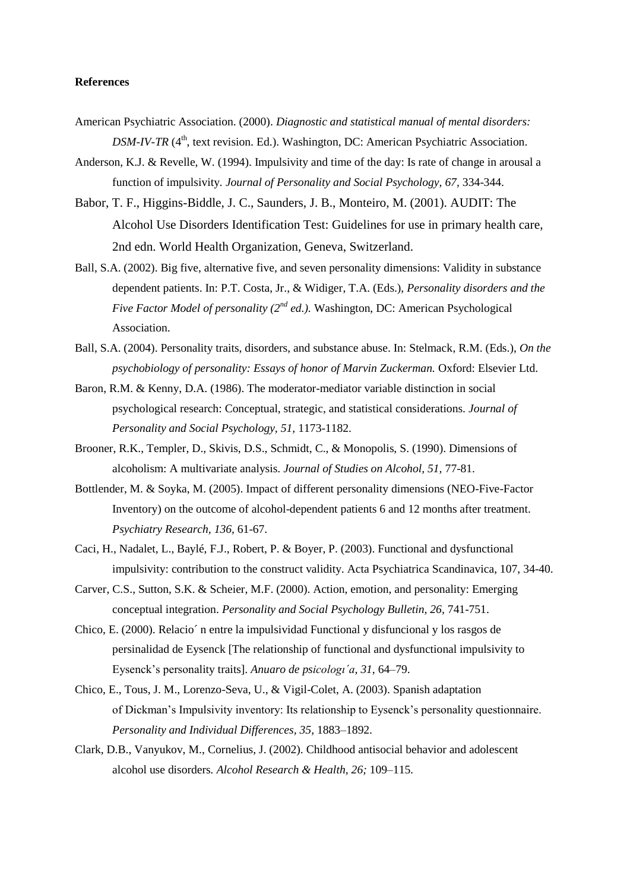**References**

American Psychiatric Association. (2000). *Diagnostic and statistical manual of mental disorders: DSM-IV-TR* (4th, text revision. Ed.). Washington, DC: American Psychiatric Association.

Anderson, K.J. & Revelle, W. (1994). Impulsivity and time of the day: Is rate of change in arousal a function of impulsivity. *Journal of Personality and Social Psychology, 67,* 334-344.

Babor, T. F., Higgins-Biddle, J. C., Saunders, J. B., Monteiro, M. (2001). AUDIT: The Alcohol Use Disorders Identification Test: Guidelines for use in primary health care, 2nd edn. World Health Organization, Geneva, Switzerland.

Ball, S.A. (2002). Big five, alternative five, and seven personality dimensions: Validity in substance dependent patients. In: P.T. Costa, Jr., & Widiger, T.A. (Eds.), *Personality disorders and the Five Factor Model of personality (2nd ed.).* Washington, DC: American Psychological Association.

Ball, S.A. (2004). Personality traits, disorders, and substance abuse. In: Stelmack, R.M. (Eds.), *On the psychobiology of personality: Essays of honor of Marvin Zuckerman.* Oxford: Elsevier Ltd.

Baron, R.M. & Kenny, D.A. (1986). The moderator-mediator variable distinction in social psychological research: Conceptual, strategic, and statistical considerations. *Journal of Personality and Social Psychology, 51,* 1173-1182.

Brooner, R.K., Templer, D., Skivis, D.S., Schmidt, C., & Monopolis, S. (1990). Dimensions of alcoholism: A multivariate analysis. *Journal of Studies on Alcohol, 51,* 77-81.

Bottlender, M. & Soyka, M. (2005). Impact of different personality dimensions (NEO-Five-Factor Inventory) on the outcome of alcohol-dependent patients 6 and 12 months after treatment. *Psychiatry Research, 136,* 61-67.

Caci, H., Nadalet, L., Baylé, F.J., Robert, P. & Boyer, P. (2003). Functional and dysfunctional impulsivity: contribution to the construct validity. Acta Psychiatrica Scandinavica, 107, 34-40.

Carver, C.S., Sutton, S.K. & Scheier, M.F. (2000). Action, emotion, and personality: Emerging conceptual integration. *Personality and Social Psychology Bulletin, 26,* 741-751.

Chico, E. (2000). Relacio´ n entre la impulsividad Functional y disfuncional y los rasgos de persinalidad de Eysenck [The relationship of functional and dysfunctional impulsivity to Eysenck's personality traits]. *Anuaro de psicologı´a, 31,* 64–79.

Chico, E., Tous, J. M., Lorenzo-Seva, U., & Vigil-Colet, A. (2003). Spanish adaptation of Dickman's Impulsivity inventory: Its relationship to Eysenck's personality questionnaire. *Personality and Individual Differences, 35,* 1883–1892.

Clark, D.B., Vanyukov, M., Cornelius, J. (2002). Childhood antisocial behavior and adolescent alcohol use disorders. *Alcohol Research & Health, 26;* 109–115.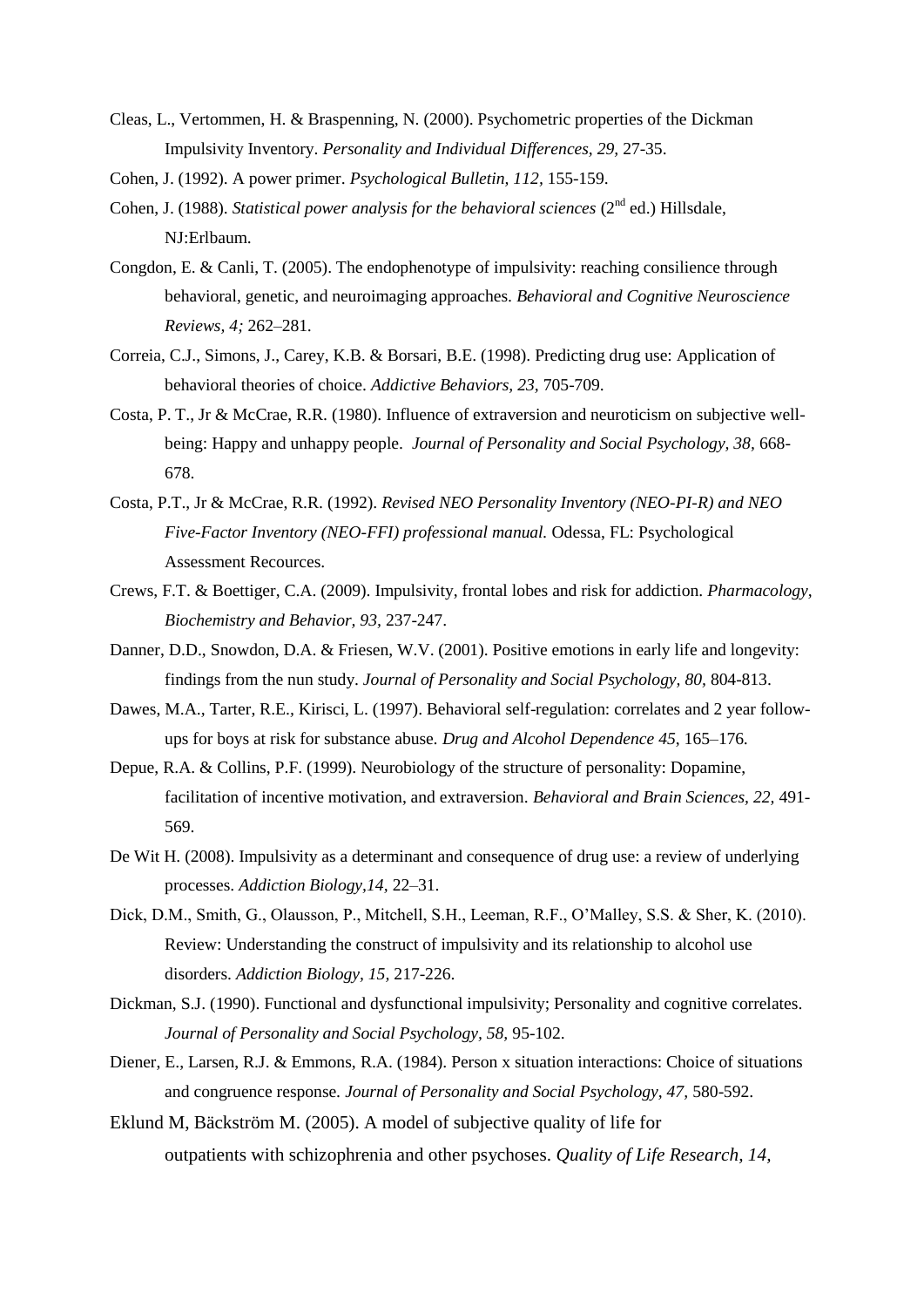Cleas, L., Vertommen, H. & Braspenning, N. (2000). Psychometric properties of the Dickman Impulsivity Inventory. *Personality and Individual Differences, 29*, 27-35.

Cohen, J. (1992). A power primer. *Psychological Bulletin, 112*, 155-159.

Cohen, J. (1988). *Statistical power analysis for the behavioral sciences* (2nd ed.) Hillsdale, NJ:Erlbaum.

Congdon, E. & Canli, T. (2005). The endophenotype of impulsivity: reaching consilience through behavioral, genetic, and neuroimaging approaches. *Behavioral and Cognitive Neuroscience Reviews, 4;* 262–281.

Correia, C.J., Simons, J., Carey, K.B. & Borsari, B.E. (1998). Predicting drug use: Application of behavioral theories of choice. *Addictive Behaviors, 23*, 705-709.

Costa, P. T., Jr & McCrae, R.R. (1980). Influence of extraversion and neuroticism on subjective well-being: Happy and unhappy people. *Journal of Personality and Social Psychology, 38*, 668-678.

Costa, P.T., Jr & McCrae, R.R. (1992). *Revised NEO Personality Inventory (NEO-PI-R) and NEO Five-Factor Inventory (NEO-FFI) professional manual.* Odessa, FL: Psychological Assessment Recources.

Crews, F.T. & Boettiger, C.A. (2009). Impulsivity, frontal lobes and risk for addiction. *Pharmacology, Biochemistry and Behavior, 93*, 237-247.

Danner, D.D., Snowdon, D.A. & Friesen, W.V. (2001). Positive emotions in early life and longevity: findings from the nun study. *Journal of Personality and Social Psychology, 80*, 804-813.

Dawes, M.A., Tarter, R.E., Kirisci, L. (1997). Behavioral self-regulation: correlates and 2 year follow-ups for boys at risk for substance abuse. *Drug and Alcohol Dependence 45*, 165–176.

Depue, R.A. & Collins, P.F. (1999). Neurobiology of the structure of personality: Dopamine, facilitation of incentive motivation, and extraversion. *Behavioral and Brain Sciences, 22*, 491-569.

De Wit H. (2008). Impulsivity as a determinant and consequence of drug use: a review of underlying processes. *Addiction Biology,14,* 22–31.

Dick, D.M., Smith, G., Olausson, P., Mitchell, S.H., Leeman, R.F., O'Malley, S.S. & Sher, K. (2010). Review: Understanding the construct of impulsivity and its relationship to alcohol use disorders. *Addiction Biology, 15,* 217-226.

Dickman, S.J. (1990). Functional and dysfunctional impulsivity; Personality and cognitive correlates. *Journal of Personality and Social Psychology, 58,* 95-102.

Diener, E., Larsen, R.J. & Emmons, R.A. (1984). Person x situation interactions: Choice of situations and congruence response. *Journal of Personality and Social Psychology, 47*, 580-592.

Eklund M, Bäckström M. (2005). A model of subjective quality of life for outpatients with schizophrenia and other psychoses. *Quality of Life Research, 14,*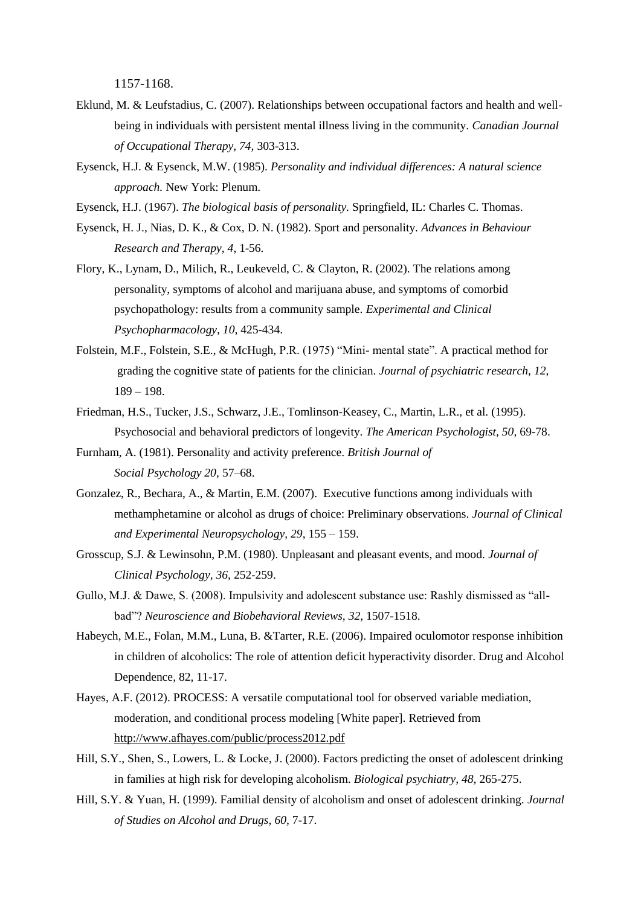1157-1168.

Eklund, M. & Leufstadius, C. (2007). Relationships between occupational factors and health and well-being in individuals with persistent mental illness living in the community. *Canadian Journal of Occupational Therapy, 74,* 303-313.

Eysenck, H.J. & Eysenck, M.W. (1985). *Personality and individual differences: A natural science approach.* New York: Plenum.

Eysenck, H.J. (1967). *The biological basis of personality.* Springfield, IL: Charles C. Thomas.

Eysenck, H. J., Nias, D. K., & Cox, D. N. (1982). Sport and personality. *Advances in Behaviour Research and Therapy, 4,* 1-56.

Flory, K., Lynam, D., Milich, R., Leukeveld, C. & Clayton, R. (2002). The relations among personality, symptoms of alcohol and marijuana abuse, and symptoms of comorbid psychopathology: results from a community sample. *Experimental and Clinical Psychopharmacology, 10,* 425-434.

Folstein, M.F., Folstein, S.E., & McHugh, P.R. (1975) "Mini- mental state". A practical method for grading the cognitive state of patients for the clinician. *Journal of psychiatric research, 12*, 189 – 198.

Friedman, H.S., Tucker, J.S., Schwarz, J.E., Tomlinson-Keasey, C., Martin, L.R., et al. (1995). Psychosocial and behavioral predictors of longevity. *The American Psychologist, 50,* 69-78.

Furnham, A. (1981). Personality and activity preference. *British Journal of Social Psychology 20,* 57–68.

Gonzalez, R., Bechara, A., & Martin, E.M. (2007). Executive functions among individuals with methamphetamine or alcohol as drugs of choice: Preliminary observations. *Journal of Clinical and Experimental Neuropsychology, 29*, 155 – 159.

Grosscup, S.J. & Lewinsohn, P.M. (1980). Unpleasant and pleasant events, and mood. *Journal of Clinical Psychology, 36,* 252-259.

Gullo, M.J. & Dawe, S. (2008). Impulsivity and adolescent substance use: Rashly dismissed as "all-bad"? *Neuroscience and Biobehavioral Reviews, 32,* 1507-1518.

Habeych, M.E., Folan, M.M., Luna, B. &Tarter, R.E. (2006). Impaired oculomotor response inhibition in children of alcoholics: The role of attention deficit hyperactivity disorder. Drug and Alcohol Dependence, 82, 11-17.

Hayes, A.F. (2012). PROCESS: A versatile computational tool for observed variable mediation, moderation, and conditional process modeling [White paper]. Retrieved from http://www.afhayes.com/public/process2012.pdf

Hill, S.Y., Shen, S., Lowers, L. & Locke, J. (2000). Factors predicting the onset of adolescent drinking in families at high risk for developing alcoholism. *Biological psychiatry, 48,* 265-275.

Hill, S.Y. & Yuan, H. (1999). Familial density of alcoholism and onset of adolescent drinking. *Journal of Studies on Alcohol and Drugs, 60,* 7-17.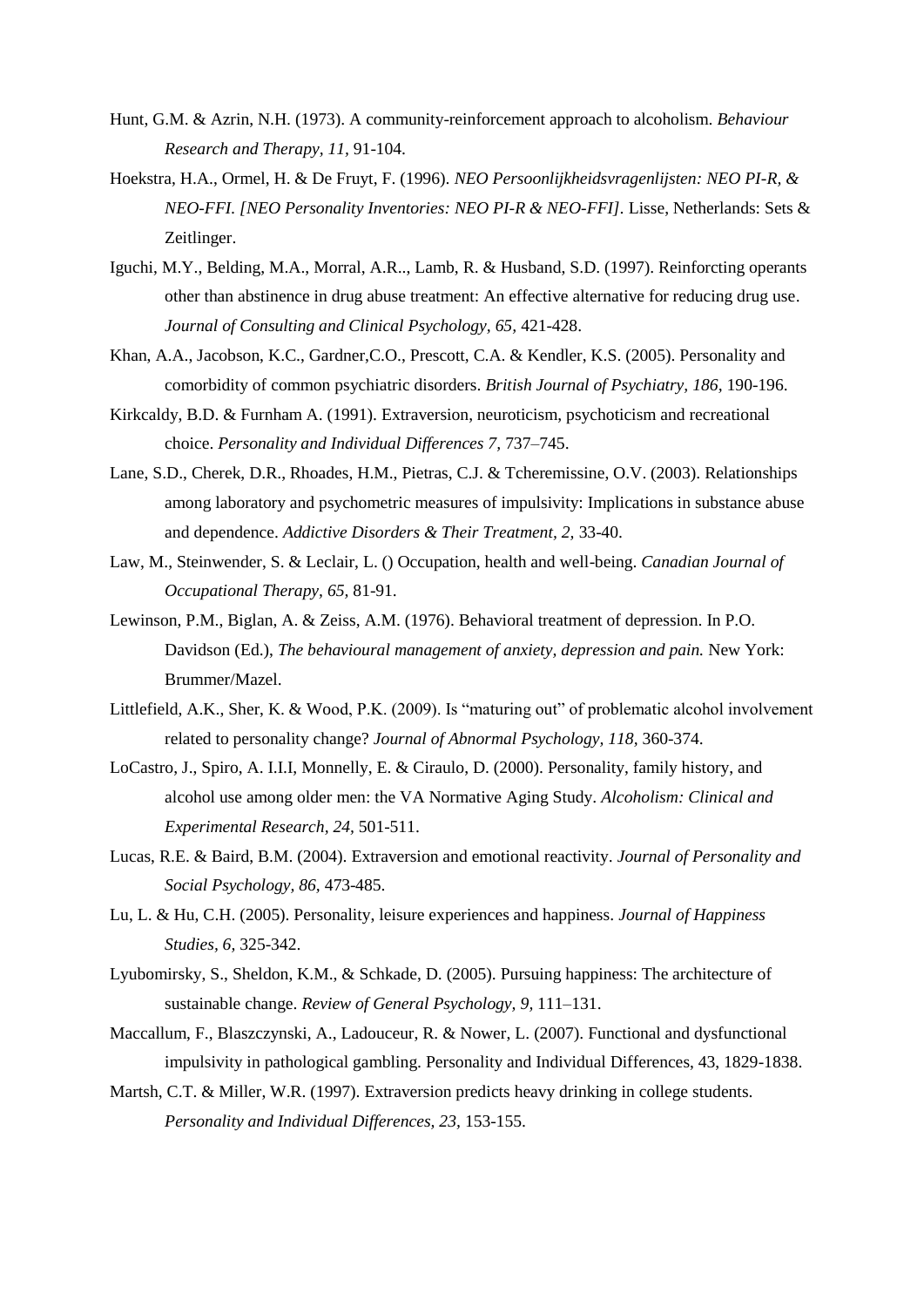Hunt, G.M. & Azrin, N.H. (1973). A community-reinforcement approach to alcoholism. *Behaviour Research and Therapy, 11,* 91-104.

Hoekstra, H.A., Ormel, H. & De Fruyt, F. (1996). *NEO Persoonlijkheidsvragenlijsten: NEO PI-R, & NEO-FFI. [NEO Personality Inventories: NEO PI-R & NEO-FFI]*. Lisse, Netherlands: Sets & Zeitlinger.

Iguchi, M.Y., Belding, M.A., Morral, A.R.., Lamb, R. & Husband, S.D. (1997). Reinforcting operants other than abstinence in drug abuse treatment: An effective alternative for reducing drug use. *Journal of Consulting and Clinical Psychology, 65,* 421-428.

Khan, A.A., Jacobson, K.C., Gardner,C.O., Prescott, C.A. & Kendler, K.S. (2005). Personality and comorbidity of common psychiatric disorders. *British Journal of Psychiatry, 186,* 190-196.

Kirkcaldy, B.D. & Furnham A. (1991). Extraversion, neuroticism, psychoticism and recreational choice. *Personality and Individual Differences 7,* 737–745.

Lane, S.D., Cherek, D.R., Rhoades, H.M., Pietras, C.J. & Tcheremissine, O.V. (2003). Relationships among laboratory and psychometric measures of impulsivity: Implications in substance abuse and dependence. *Addictive Disorders & Their Treatment, 2,* 33-40.

Law, M., Steinwender, S. & Leclair, L. () Occupation, health and well-being. *Canadian Journal of Occupational Therapy, 65,* 81-91.

Lewinson, P.M., Biglan, A. & Zeiss, A.M. (1976). Behavioral treatment of depression. In P.O. Davidson (Ed.), *The behavioural management of anxiety, depression and pain.* New York: Brummer/Mazel.

Littlefield, A.K., Sher, K. & Wood, P.K. (2009). Is "maturing out" of problematic alcohol involvement related to personality change? *Journal of Abnormal Psychology, 118,* 360-374.

LoCastro, J., Spiro, A. I.I.I, Monnelly, E. & Ciraulo, D. (2000). Personality, family history, and alcohol use among older men: the VA Normative Aging Study. *Alcoholism: Clinical and Experimental Research*, *24,* 501-511.

Lucas, R.E. & Baird, B.M. (2004). Extraversion and emotional reactivity. *Journal of Personality and Social Psychology, 86,* 473-485.

Lu, L. & Hu, C.H. (2005). Personality, leisure experiences and happiness. *Journal of Happiness Studies, 6,* 325-342.

Lyubomirsky, S., Sheldon, K.M., & Schkade, D. (2005). Pursuing happiness: The architecture of sustainable change. *Review of General Psychology, 9,* 111–131.

Maccallum, F., Blaszczynski, A., Ladouceur, R. & Nower, L. (2007). Functional and dysfunctional impulsivity in pathological gambling. Personality and Individual Differences, 43, 1829-1838.

Martsh, C.T. & Miller, W.R. (1997). Extraversion predicts heavy drinking in college students. *Personality and Individual Differences, 23,* 153-155.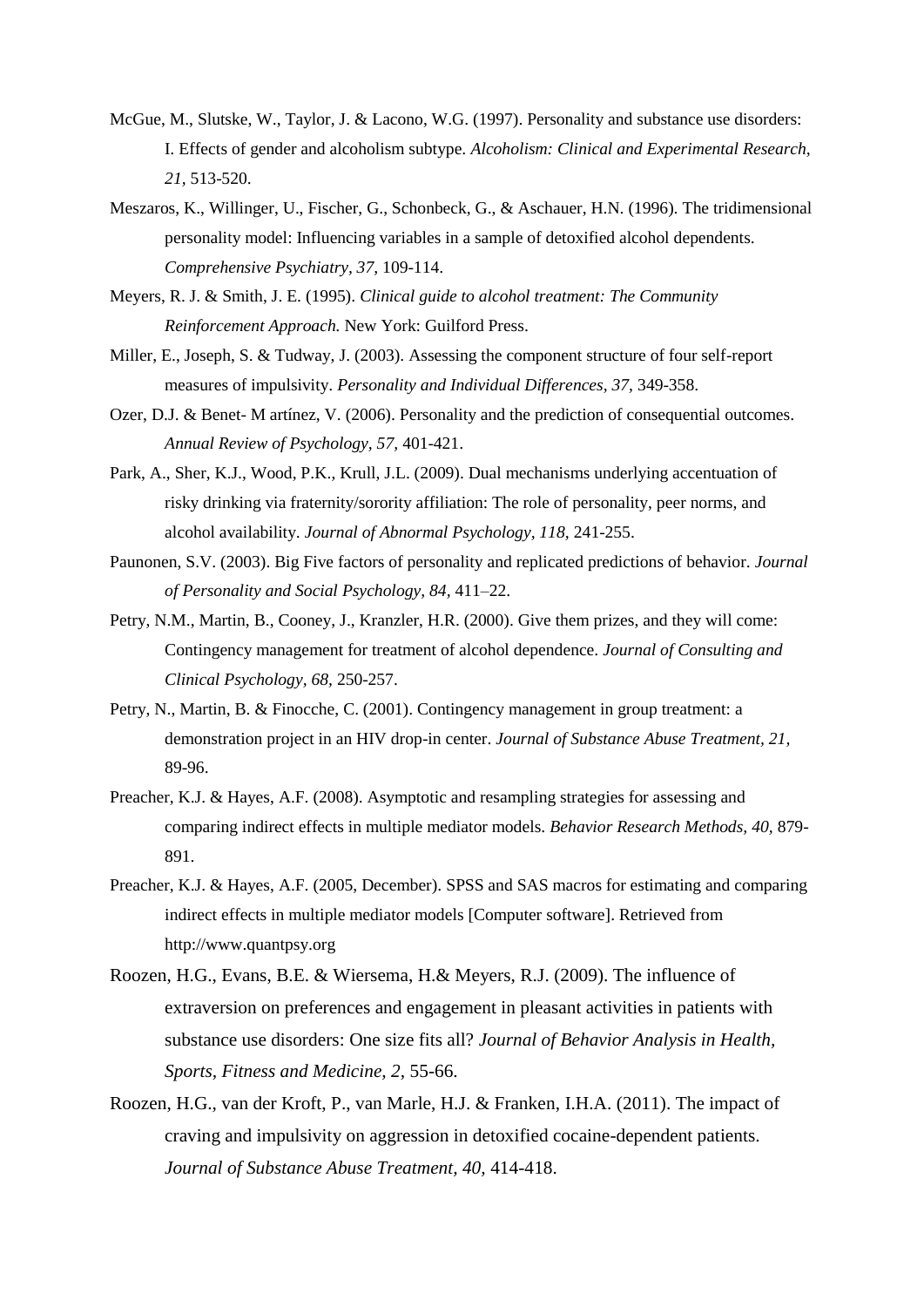McGue, M., Slutske, W., Taylor, J. & Lacono, W.G. (1997). Personality and substance use disorders: I. Effects of gender and alcoholism subtype. *Alcoholism: Clinical and Experimental Research, 21,* 513-520.

Meszaros, K., Willinger, U., Fischer, G., Schonbeck, G., & Aschauer, H.N. (1996). The tridimensional personality model: Influencing variables in a sample of detoxified alcohol dependents. *Comprehensive Psychiatry, 37,* 109-114.

Meyers, R. J. & Smith, J. E. (1995). *Clinical guide to alcohol treatment: The Community Reinforcement Approach.* New York: Guilford Press.

Miller, E., Joseph, S. & Tudway, J. (2003). Assessing the component structure of four self-report measures of impulsivity. *Personality and Individual Differences, 37,* 349-358.

Ozer, D.J. & Benet- M artínez, V. (2006). Personality and the prediction of consequential outcomes. *Annual Review of Psychology, 57,* 401-421.

Park, A., Sher, K.J., Wood, P.K., Krull, J.L. (2009). Dual mechanisms underlying accentuation of risky drinking via fraternity/sorority affiliation: The role of personality, peer norms, and alcohol availability. *Journal of Abnormal Psychology, 118,* 241-255.

Paunonen, S.V. (2003). Big Five factors of personality and replicated predictions of behavior. *Journal of Personality and Social Psychology, 84,* 411–22.

Petry, N.M., Martin, B., Cooney, J., Kranzler, H.R. (2000). Give them prizes, and they will come: Contingency management for treatment of alcohol dependence. *Journal of Consulting and Clinical Psychology, 68,* 250-257.

Petry, N., Martin, B. & Finocche, C. (2001). Contingency management in group treatment: a demonstration project in an HIV drop-in center. *Journal of Substance Abuse Treatment, 21,* 89-96.

Preacher, K.J. & Hayes, A.F. (2008). Asymptotic and resampling strategies for assessing and comparing indirect effects in multiple mediator models. *Behavior Research Methods, 40,* 879-891.

Preacher, K.J. & Hayes, A.F. (2005, December). SPSS and SAS macros for estimating and comparing indirect effects in multiple mediator models [Computer software]. Retrieved from http://www.quantpsy.org

Roozen, H.G., Evans, B.E. & Wiersema, H.& Meyers, R.J. (2009). The influence of extraversion on preferences and engagement in pleasant activities in patients with substance use disorders: One size fits all? *Journal of Behavior Analysis in Health, Sports, Fitness and Medicine, 2,* 55-66.

Roozen, H.G., van der Kroft, P., van Marle, H.J. & Franken, I.H.A. (2011). The impact of craving and impulsivity on aggression in detoxified cocaine-dependent patients. *Journal of Substance Abuse Treatment, 40,* 414-418.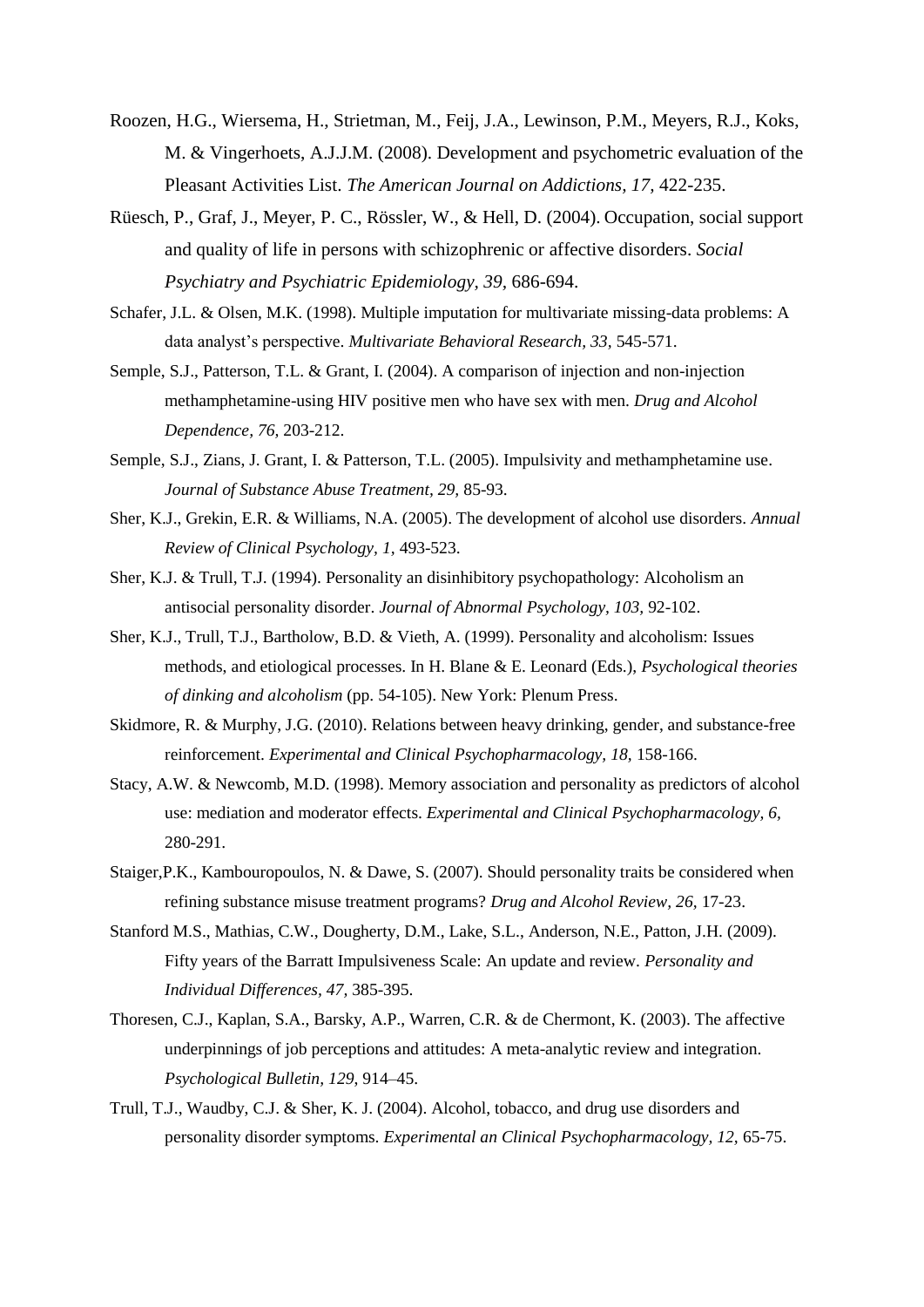Roozen, H.G., Wiersema, H., Strietman, M., Feij, J.A., Lewinson, P.M., Meyers, R.J., Koks, M. & Vingerhoets, A.J.J.M. (2008). Development and psychometric evaluation of the Pleasant Activities List. *The American Journal on Addictions, 17,* 422-235.

Rüesch, P., Graf, J., Meyer, P. C., Rössler, W., & Hell, D. (2004). Occupation, social support and quality of life in persons with schizophrenic or affective disorders. *Social Psychiatry and Psychiatric Epidemiology, 39,* 686-694.

Schafer, J.L. & Olsen, M.K. (1998). Multiple imputation for multivariate missing-data problems: A data analyst's perspective. *Multivariate Behavioral Research, 33,* 545-571.

Semple, S.J., Patterson, T.L. & Grant, I. (2004). A comparison of injection and non-injection methamphetamine-using HIV positive men who have sex with men. *Drug and Alcohol Dependence, 76,* 203-212.

Semple, S.J., Zians, J. Grant, I. & Patterson, T.L. (2005). Impulsivity and methamphetamine use. *Journal of Substance Abuse Treatment, 29,* 85-93.

Sher, K.J., Grekin, E.R. & Williams, N.A. (2005). The development of alcohol use disorders. *Annual Review of Clinical Psychology, 1,* 493-523.

Sher, K.J. & Trull, T.J. (1994). Personality an disinhibitory psychopathology: Alcoholism an antisocial personality disorder. *Journal of Abnormal Psychology, 103,* 92-102.

Sher, K.J., Trull, T.J., Bartholow, B.D. & Vieth, A. (1999). Personality and alcoholism: Issues methods, and etiological processes. In H. Blane & E. Leonard (Eds.), *Psychological theories of dinking and alcoholism* (pp. 54-105). New York: Plenum Press.

Skidmore, R. & Murphy, J.G. (2010). Relations between heavy drinking, gender, and substance-free reinforcement. *Experimental and Clinical Psychopharmacology, 18,* 158-166.

Stacy, A.W. & Newcomb, M.D. (1998). Memory association and personality as predictors of alcohol use: mediation and moderator effects. *Experimental and Clinical Psychopharmacology, 6,* 280-291.

Staiger,P.K., Kambouropoulos, N. & Dawe, S. (2007). Should personality traits be considered when refining substance misuse treatment programs? *Drug and Alcohol Review, 26,* 17-23.

Stanford M.S., Mathias, C.W., Dougherty, D.M., Lake, S.L., Anderson, N.E., Patton, J.H. (2009). Fifty years of the Barratt Impulsiveness Scale: An update and review. *Personality and Individual Differences, 47,* 385-395.

Thoresen, C.J., Kaplan, S.A., Barsky, A.P., Warren, C.R. & de Chermont, K. (2003). The affective underpinnings of job perceptions and attitudes: A meta-analytic review and integration. *Psychological Bulletin, 129,* 914–45.

Trull, T.J., Waudby, C.J. & Sher, K. J. (2004). Alcohol, tobacco, and drug use disorders and personality disorder symptoms. *Experimental an Clinical Psychopharmacology, 12,* 65-75.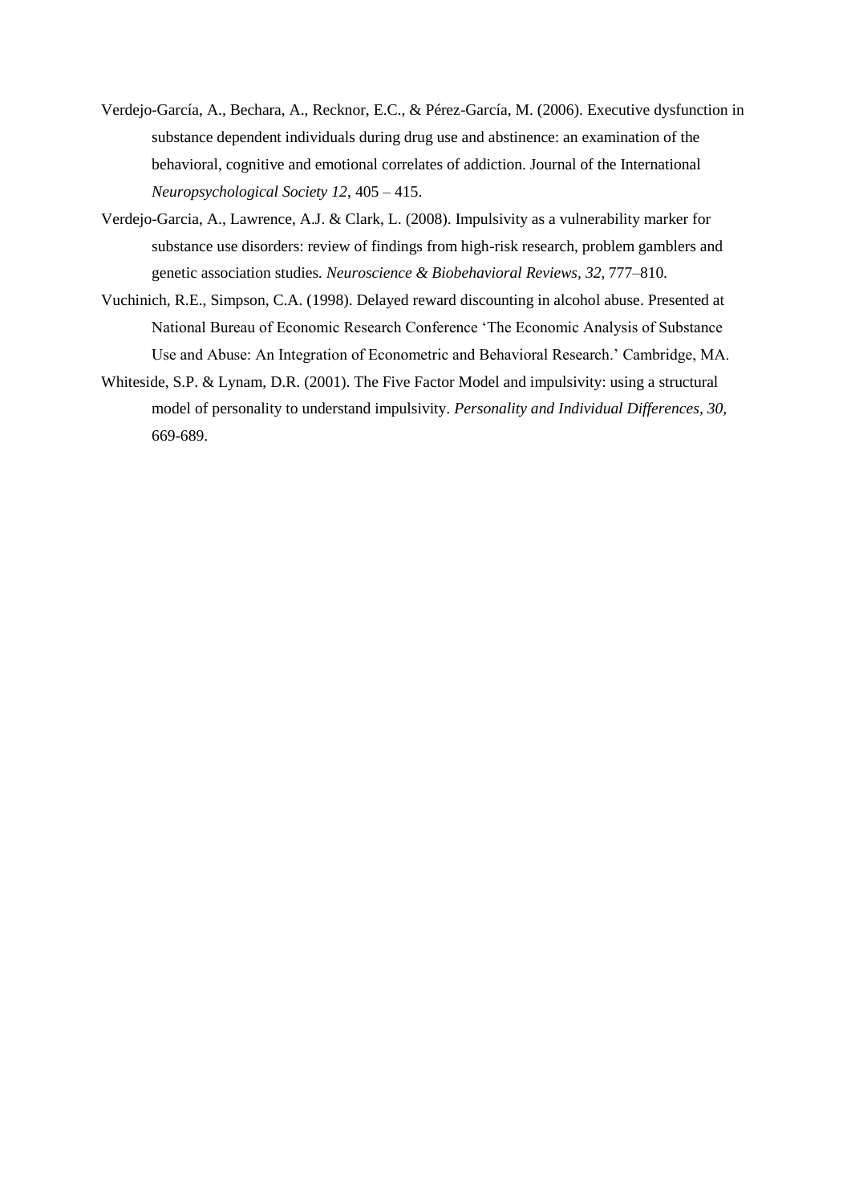Verdejo-García, A., Bechara, A., Recknor, E.C., & Pérez-García, M. (2006). Executive dysfunction in substance dependent individuals during drug use and abstinence: an examination of the behavioral, cognitive and emotional correlates of addiction. Journal of the International *Neuropsychological Society 12*, 405 – 415.

Verdejo-Garcia, A., Lawrence, A.J. & Clark, L. (2008). Impulsivity as a vulnerability marker for substance use disorders: review of findings from high-risk research, problem gamblers and genetic association studies. *Neuroscience & Biobehavioral Reviews, 32,* 777–810.

Vuchinich, R.E., Simpson, C.A. (1998). Delayed reward discounting in alcohol abuse. Presented at National Bureau of Economic Research Conference 'The Economic Analysis of Substance Use and Abuse: An Integration of Econometric and Behavioral Research.' Cambridge, MA.

Whiteside, S.P. & Lynam, D.R. (2001). The Five Factor Model and impulsivity: using a structural model of personality to understand impulsivity. *Personality and Individual Differences, 30,* 669-689.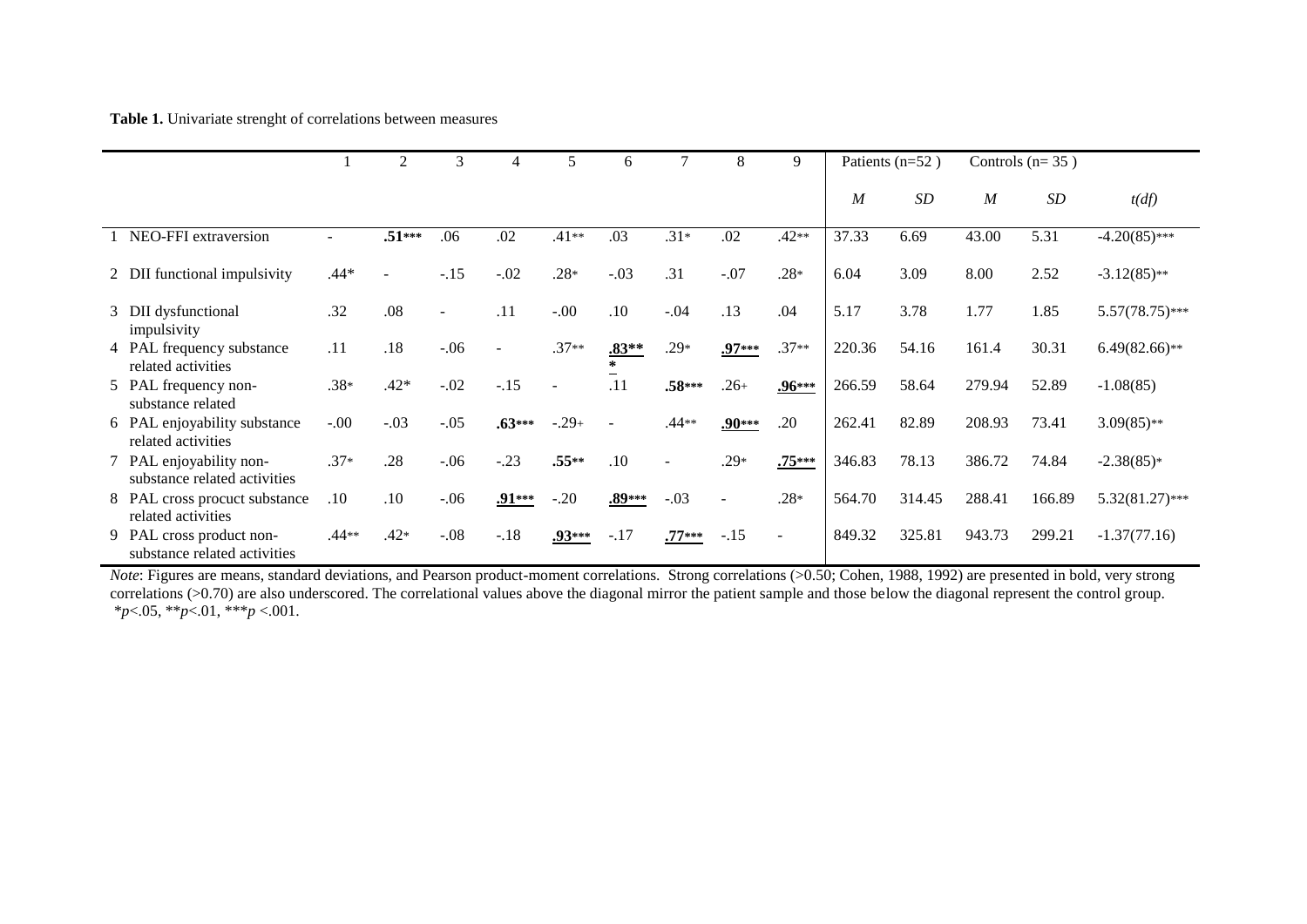**Table 1.** Univariate strenght of correlations between measures

| | 1 | 2 | 3 | 4 | 5 | 6 | 7 | 8 | 9 | Patients (n=52 ) | | Controls (n= 35 ) | | |
|---|---|---|---|---|---|---|---|---|---|---|---|---|---|---|
| | | | | | | | | | | *M* | *SD* | *M* | *SD* | *t(df)* |
| 1 NEO-FFI extraversion | - | **.51\*\*\*** | .06 | .02 | .41** | .03 | .31* | .02 | .42** | 37.33 | 6.69 | 43.00 | 5.31 | -4.20(85)*** |
| 2 DII functional impulsivity | .44* | - | -.15 | -.02 | .28* | -.03 | .31 | -.07 | .28* | 6.04 | 3.09 | 8.00 | 2.52 | -3.12(85)** |
| 3 DII dysfunctional impulsivity | .32 | .08 | - | .11 | -.00 | .10 | -.04 | .13 | .04 | 5.17 | 3.78 | 1.77 | 1.85 | 5.57(78.75)*** |
| 4 PAL frequency substance related activities | .11 | .18 | -.06 | - | .37** | **<u>.83\*\*\*</u>** | .29* | **<u>.97\*\*\*</u>** | .37** | 220.36 | 54.16 | 161.4 | 30.31 | 6.49(82.66)** |
| 5 PAL frequency non-substance related | .38* | .42* | -.02 | -.15 | - | .11 | **.58\*\*\*** | .26+ | **<u>.96\*\*\*</u>** | 266.59 | 58.64 | 279.94 | 52.89 | -1.08(85) |
| 6 PAL enjoyability substance related activities | -.00 | -.03 | -.05 | **.63\*\*\*** | -.29+ | - | .44** | **<u>.90\*\*\*</u>** | .20 | 262.41 | 82.89 | 208.93 | 73.41 | 3.09(85)** |
| 7 PAL enjoyability non-substance related activities | .37* | .28 | -.06 | -.23 | **.55\*\*** | .10 | - | .29* | **<u>.75\*\*\*</u>** | 346.83 | 78.13 | 386.72 | 74.84 | -2.38(85)* |
| 8 PAL cross procuct substance related activities | .10 | .10 | -.06 | **<u>.91\*\*\*</u>** | -.20 | **<u>.89\*\*\*</u>** | -.03 | - | .28* | 564.70 | 314.45 | 288.41 | 166.89 | 5.32(81.27)*** |
| 9 PAL cross product non-substance related activities | .44** | .42* | -.08 | -.18 | **<u>.93\*\*\*</u>** | -.17 | **<u>.77\*\*\*</u>** | -.15 | - | 849.32 | 325.81 | 943.73 | 299.21 | -1.37(77.16) |

*Note*: Figures are means, standard deviations, and Pearson product-moment correlations. Strong correlations (>0.50; Cohen, 1988, 1992) are presented in bold, very strong correlations (>0.70) are also underscored. The correlational values above the diagonal mirror the patient sample and those below the diagonal represent the control group.
*$p$<.05, **$p$<.01, ***$p$ <.001.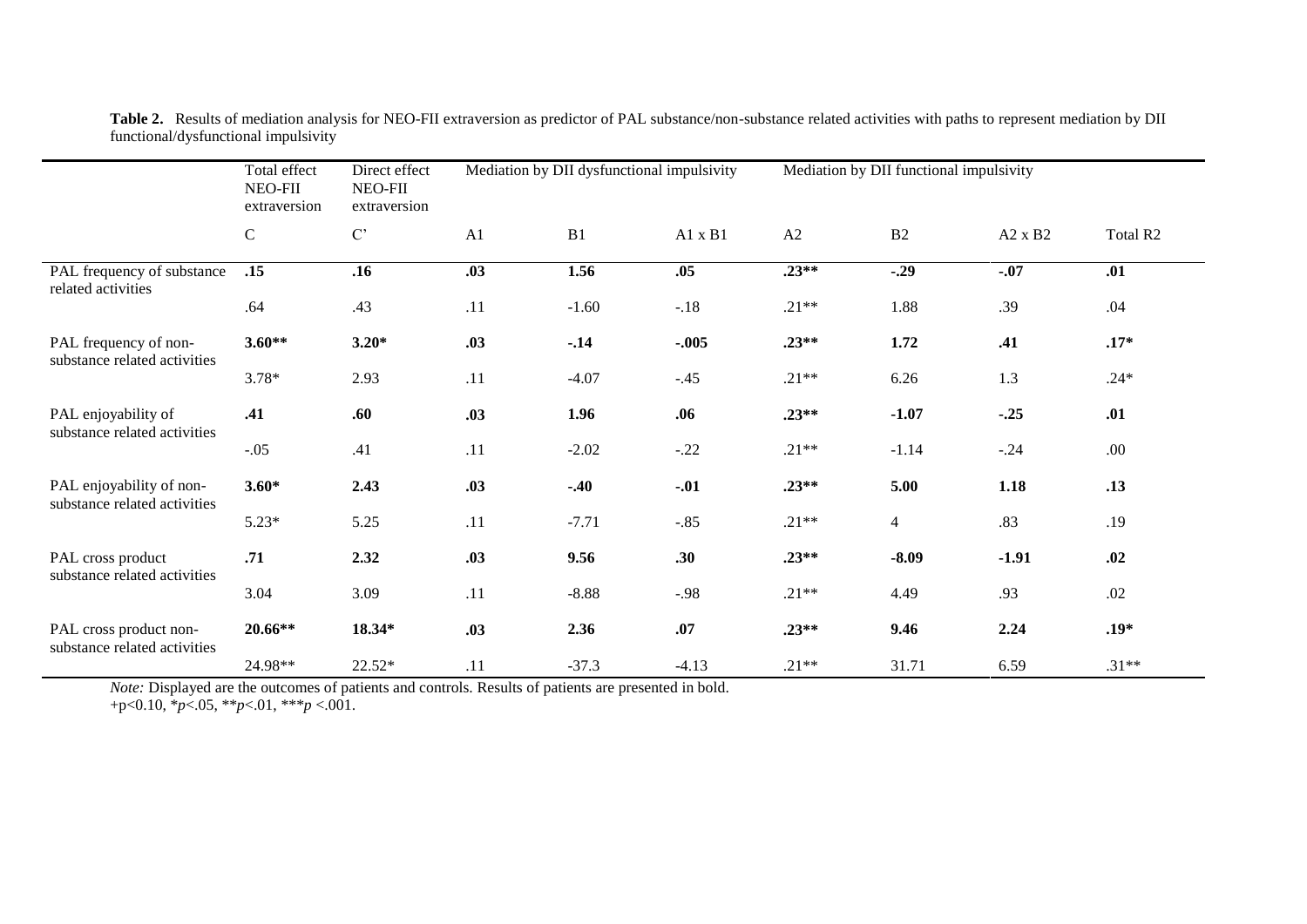**Table 2.** Results of mediation analysis for NEO-FII extraversion as predictor of PAL substance/non-substance related activities with paths to represent mediation by DII functional/dysfunctional impulsivity

| | Total effect NEO-FII extraversion | Direct effect NEO-FII extraversion | Mediation by DII dysfunctional impulsivity | | | Mediation by DII functional impulsivity | | | |
|---|---|---|---|---|---|---|---|---|---|
| | C | C' | A1 | B1 | A1 x B1 | A2 | B2 | A2 x B2 | Total R2 |
| PAL frequency of substance related activities | **.15** | **.16** | **.03** | **1.56** | **.05** | **.23\*\*** | **-.29** | **-.07** | **.01** |
| | .64 | .43 | .11 | -1.60 | -.18 | .21\*\* | 1.88 | .39 | .04 |
| PAL frequency of non-substance related activities | **3.60\*\*** | **3.20\*** | **.03** | **-.14** | **-.005** | **.23\*\*** | **1.72** | **.41** | **.17\*** |
| | 3.78\* | 2.93 | .11 | -4.07 | -.45 | .21\*\* | 6.26 | 1.3 | .24\* |
| PAL enjoyability of substance related activities | **.41** | **.60** | **.03** | **1.96** | **.06** | **.23\*\*** | **-1.07** | **-.25** | **.01** |
| | -.05 | .41 | .11 | -2.02 | -.22 | .21\*\* | -1.14 | -.24 | .00 |
| PAL enjoyability of non-substance related activities | **3.60\*** | **2.43** | **.03** | **-.40** | **-.01** | **.23\*\*** | **5.00** | **1.18** | **.13** |
| | 5.23\* | 5.25 | .11 | -7.71 | -.85 | .21\*\* | 4 | .83 | .19 |
| PAL cross product substance related activities | **.71** | **2.32** | **.03** | **9.56** | **.30** | **.23\*\*** | **-8.09** | **-1.91** | **.02** |
| | 3.04 | 3.09 | .11 | -8.88 | -.98 | .21\*\* | 4.49 | .93 | .02 |
| PAL cross product non-substance related activities | **20.66\*\*** | **18.34\*** | **.03** | **2.36** | **.07** | **.23\*\*** | **9.46** | **2.24** | **.19\*** |
| | 24.98\*\* | 22.52\* | .11 | -37.3 | -4.13 | .21\*\* | 31.71 | 6.59 | .31\*\* |

*Note:* Displayed are the outcomes of patients and controls. Results of patients are presented in bold.
+p<0.10, \**p*<.05, \*\**p*<.01, \*\*\**p* <.001.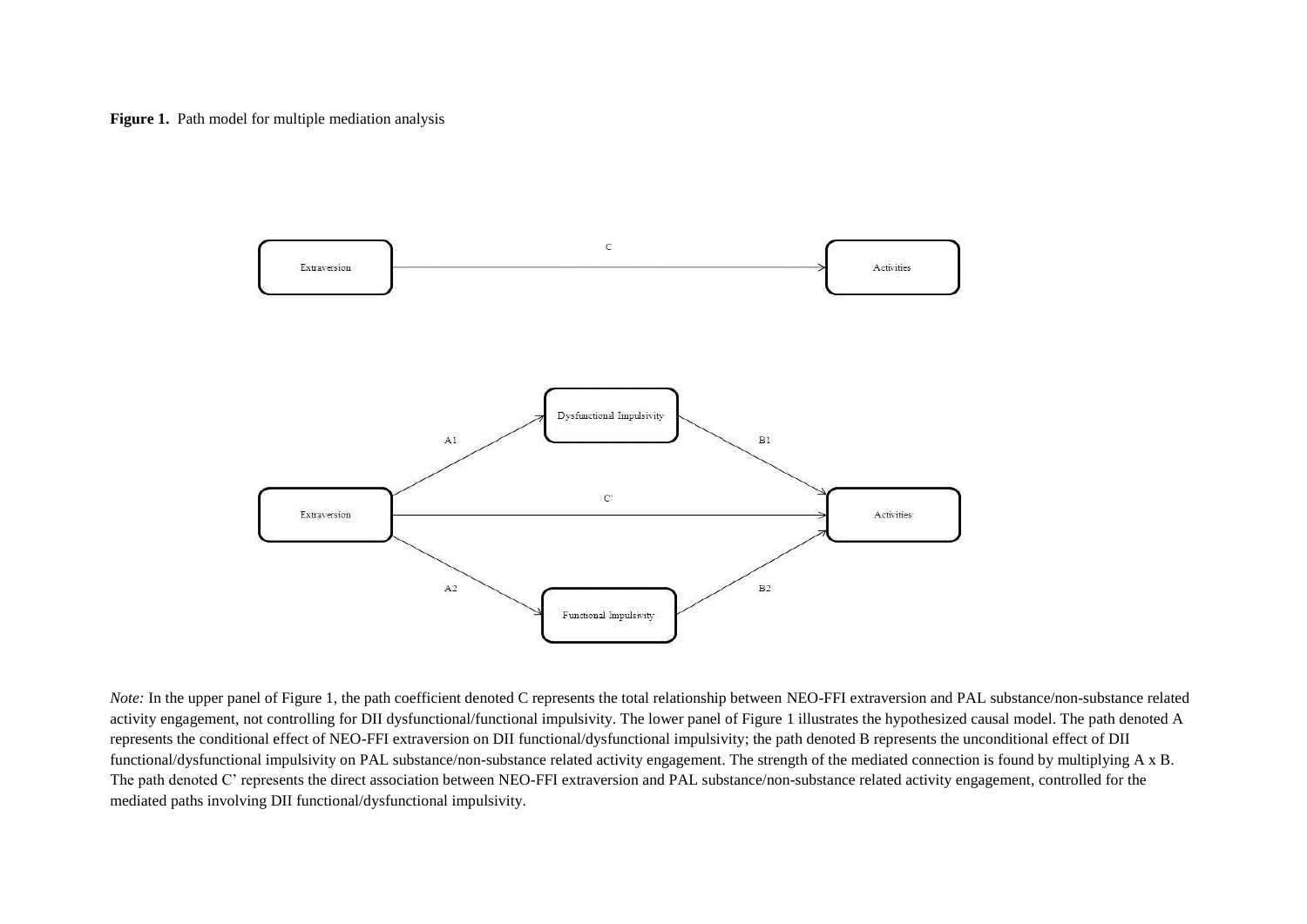**Figure 1.** Path model for multiple mediation analysis

Extraversion

C

Activities

Dysfunctional Impulsivity

A1

B1

Extraversion

C'

Activities

A2

B2

Functional Impulsivity

*Note:* In the upper panel of Figure 1, the path coefficient denoted C represents the total relationship between NEO-FFI extraversion and PAL substance/non-substance related activity engagement, not controlling for DII dysfunctional/functional impulsivity. The lower panel of Figure 1 illustrates the hypothesized causal model. The path denoted A represents the conditional effect of NEO-FFI extraversion on DII functional/dysfunctional impulsivity; the path denoted B represents the unconditional effect of DII functional/dysfunctional impulsivity on PAL substance/non-substance related activity engagement. The strength of the mediated connection is found by multiplying A x B. The path denoted C' represents the direct association between NEO-FFI extraversion and PAL substance/non-substance related activity engagement, controlled for the mediated paths involving DII functional/dysfunctional impulsivity.